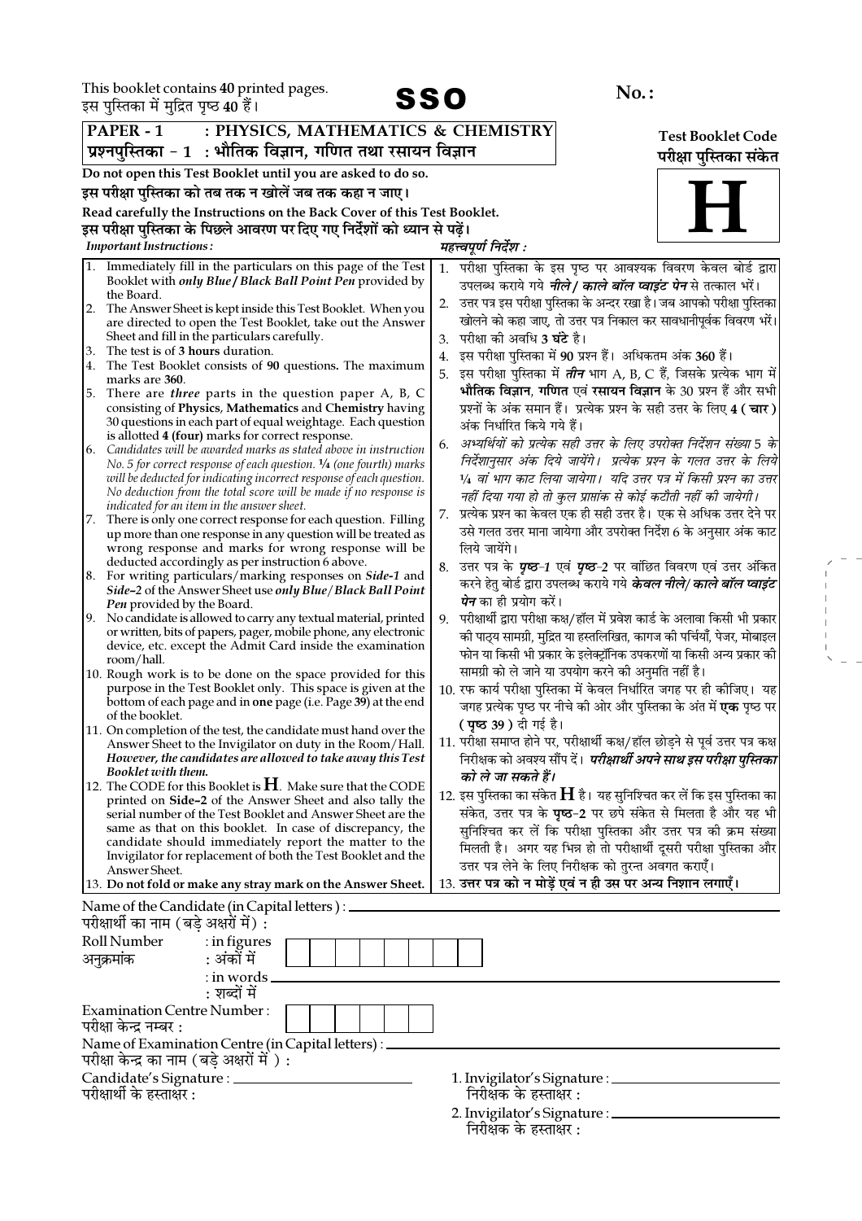This booklet contains **40** printed pages.
इस पुस्तिका में मुद्रित पृष्ठ **40** हैं।

# SSO

**No. :**

**PAPER - 1 : PHYSICS, MATHEMATICS & CHEMISTRY**
**प्रश्नपुस्तिका - 1 : भौतिक विज्ञान, गणित तथा रसायन विज्ञान**

**Test Booklet Code**
**परीक्षा पुस्तिका संकेत**

# H

**Do not open this Test Booklet until you are asked to do so.**
**इस परीक्षा पुस्तिका को तब तक न खोलें जब तक कहा न जाए।**

**Read carefully the Instructions on the Back Cover of this Test Booklet.**
**इस परीक्षा पुस्तिका के पिछले आवरण पर दिए गए निर्देशों को ध्यान से पढ़ें।**

***Important Instructions :***

1. Immediately fill in the particulars on this page of the Test Booklet with ***only Blue / Black Ball Point Pen*** provided by the Board.
2. The Answer Sheet is kept inside this Test Booklet. When you are directed to open the Test Booklet, take out the Answer Sheet and fill in the particulars carefully.
3. The test is of **3 hours** duration.
4. The Test Booklet consists of **90** questions. The maximum marks are **360**.
5. There are ***three*** parts in the question paper A, B, C consisting of **Physics**, **Mathematics** and **Chemistry** having 30 questions in each part of equal weightage. Each question is allotted **4 (four)** marks for correct response.
6. *Candidates will be awarded marks as stated above in instruction No. 5 for correct response of each question. ¼ (one fourth) marks will be deducted for indicating incorrect response of each question. No deduction from the total score will be made if no response is indicated for an item in the answer sheet.*
7. There is only one correct response for each question. Filling up more than one response in any question will be treated as wrong response and marks for wrong response will be deducted accordingly as per instruction 6 above.
8. For writing particulars/marking responses on ***Side-1*** and ***Side-2*** of the Answer Sheet use ***only Blue / Black Ball Point Pen*** provided by the Board.
9. No candidate is allowed to carry any textual material, printed or written, bits of papers, pager, mobile phone, any electronic device, etc. except the Admit Card inside the examination room/hall.
10. Rough work is to be done on the space provided for this purpose in the Test Booklet only. This space is given at the bottom of each page and in **one** page (i.e. Page **39**) at the end of the booklet.
11. On completion of the test, the candidate must hand over the Answer Sheet to the Invigilator on duty in the Room/Hall. ***However, the candidates are allowed to take away this Test Booklet with them.***
12. The CODE for this Booklet is **H**. Make sure that the CODE printed on **Side-2** of the Answer Sheet and also tally the serial number of the Test Booklet and Answer Sheet are the same as that on this booklet. In case of discrepancy, the candidate should immediately report the matter to the Invigilator for replacement of both the Test Booklet and the Answer Sheet.
13. **Do not fold or make any stray mark on the Answer Sheet.**

***महत्त्वपूर्ण निर्देश :***

1. परीक्षा पुस्तिका के इस पृष्ठ पर आवश्यक विवरण केवल बोर्ड द्वारा उपलब्ध कराये गये ***नीले / काले बॉल प्वाइंट पेन*** से तत्काल भरें।
2. उत्तर पत्र इस परीक्षा पुस्तिका के अन्दर रखा है। जब आपको परीक्षा पुस्तिका खोलने को कहा जाए, तो उत्तर पत्र निकाल कर सावधानीपूर्वक विवरण भरें।
3. परीक्षा की अवधि **3 घंटे** है।
4. इस परीक्षा पुस्तिका में **90** प्रश्न हैं। अधिकतम अंक **360** हैं।
5. इस परीक्षा पुस्तिका में ***तीन*** भाग A, B, C हैं, जिसके प्रत्येक भाग में **भौतिक विज्ञान**, **गणित** एवं **रसायन विज्ञान** के 30 प्रश्न हैं और सभी प्रश्नों के अंक समान हैं। प्रत्येक प्रश्न के सही उत्तर के लिए **4 ( चार )** अंक निर्धारित किये गये हैं।
6. *अभ्यर्थियों को प्रत्येक सही उत्तर के लिए उपरोक्त निर्देशन संख्या 5 के निर्देशानुसार अंक दिये जायेंगे। प्रत्येक प्रश्न के गलत उत्तर के लिये ¼ वां भाग काट लिया जायेगा। यदि उत्तर पत्र में किसी प्रश्न का उत्तर नहीं दिया गया हो तो कुल प्राप्तांक से कोई कटौती नहीं की जायेगी।*
7. प्रत्येक प्रश्न का केवल एक ही सही उत्तर है। एक से अधिक उत्तर देने पर उसे गलत उत्तर माना जायेगा और उपरोक्त निर्देश 6 के अनुसार अंक काट लिये जायेंगे।
8. उत्तर पत्र के ***पृष्ठ-1*** एवं ***पृष्ठ-2*** पर वांछित विवरण एवं उत्तर अंकित करने हेतु बोर्ड द्वारा उपलब्ध कराये गये ***केवल नीले/ काले बॉल प्वाइंट पेन*** का ही प्रयोग करें।
9. परीक्षार्थी द्वारा परीक्षा कक्ष/हॉल में प्रवेश कार्ड के अलावा किसी भी प्रकार की पाठ्य सामग्री, मुद्रित या हस्तलिखित, कागज की पर्चियाँ, पेजर, मोबाइल फोन या किसी भी प्रकार के इलेक्ट्रॉनिक उपकरणों या किसी अन्य प्रकार की सामग्री को ले जाने या उपयोग करने की अनुमति नहीं है।
10. रफ कार्य परीक्षा पुस्तिका में केवल निर्धारित जगह पर ही कीजिए। यह जगह प्रत्येक पृष्ठ पर नीचे की ओर और पुस्तिका के अंत में **एक** पृष्ठ पर **( पृष्ठ 39 )** दी गई है।
11. परीक्षा समाप्त होने पर, परीक्षार्थी कक्ष/हॉल छोड़ने से पूर्व उत्तर पत्र कक्ष निरीक्षक को अवश्य सौंप दें। ***परीक्षार्थी अपने साथ इस परीक्षा पुस्तिका को ले जा सकते हैं।***
12. इस पुस्तिका का संकेत **H** है। यह सुनिश्चित कर लें कि इस पुस्तिका का संकेत, उत्तर पत्र के **पृष्ठ-2** पर छपे संकेत से मिलता है और यह भी सुनिश्चित कर लें कि परीक्षा पुस्तिका और उत्तर पत्र की क्रम संख्या मिलती है। अगर यह भिन्न हो तो परीक्षार्थी दूसरी परीक्षा पुस्तिका और उत्तर पत्र लेने के लिए निरीक्षक को तुरन्त अवगत कराएँ।
13. **उत्तर पत्र को न मोड़ें एवं न ही उस पर अन्य निशान लगाएँ।**

Name of the Candidate (in Capital letters) : ____________________
परीक्षार्थी का नाम (बड़े अक्षरों में) :

Roll Number : in figures
अनुक्रमांक : अंकों में

: in words ____________________
: शब्दों में

Examination Centre Number :
परीक्षा केन्द्र नम्बर :

Name of Examination Centre (in Capital letters) : ____________________
परीक्षा केन्द्र का नाम (बड़े अक्षरों में ) :

Candidate's Signature : ____________________
परीक्षार्थी के हस्ताक्षर :

1. Invigilator's Signature : ____________________
   निरीक्षक के हस्ताक्षर :

2. Invigilator's Signature : ____________________
   निरीक्षक के हस्ताक्षर :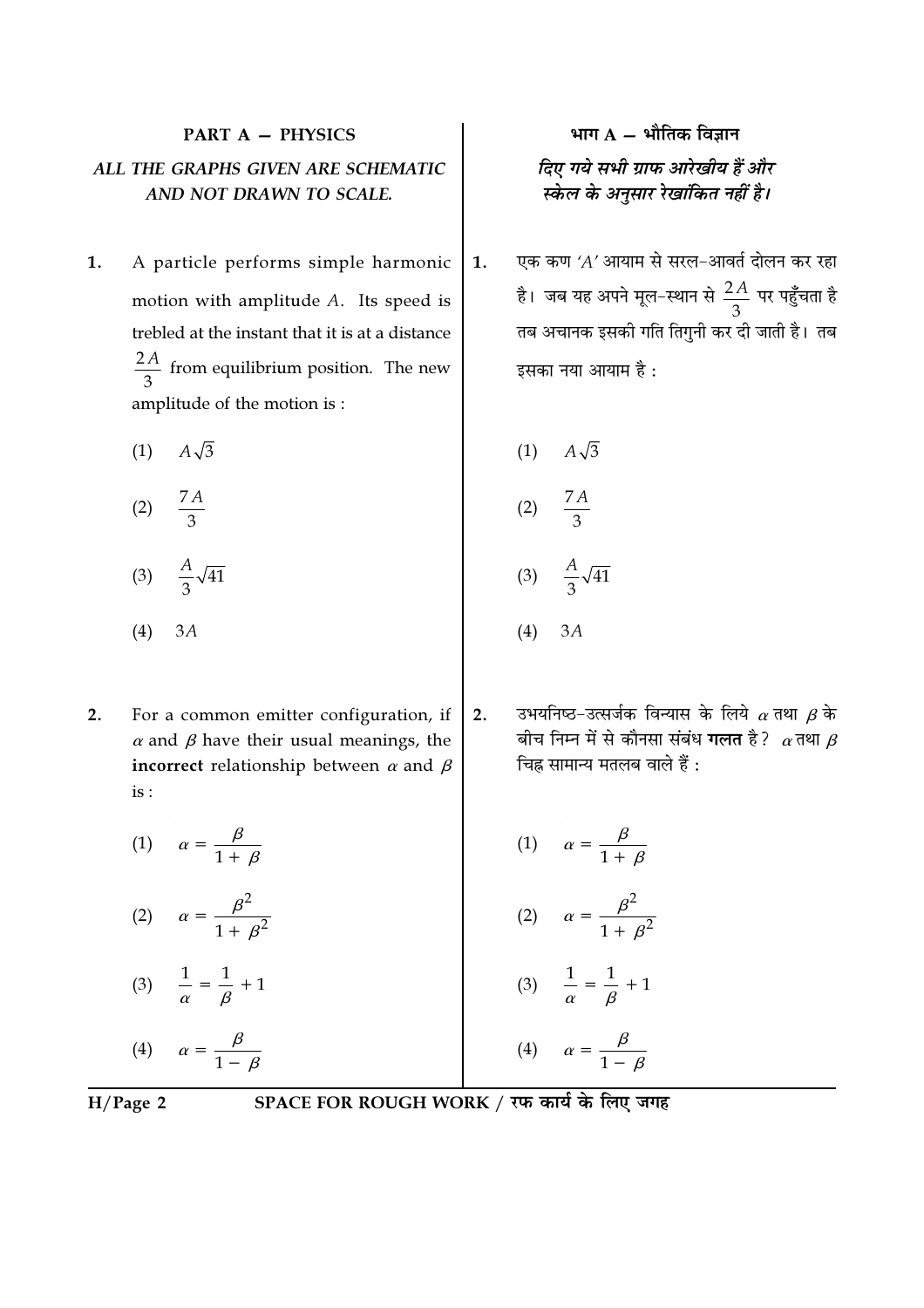## PART A — PHYSICS

*ALL THE GRAPHS GIVEN ARE SCHEMATIC AND NOT DRAWN TO SCALE.*

1. A particle performs simple harmonic motion with amplitude $A$. Its speed is trebled at the instant that it is at a distance $\frac{2A}{3}$ from equilibrium position. The new amplitude of the motion is :

   (1) $A\sqrt{3}$

   (2) $\frac{7A}{3}$

   (3) $\frac{A}{3}\sqrt{41}$

   (4) $3A$

2. For a common emitter configuration, if $\alpha$ and $\beta$ have their usual meanings, the **incorrect** relationship between $\alpha$ and $\beta$ is :

   (1) $\alpha = \frac{\beta}{1+\beta}$

   (2) $\alpha = \frac{\beta^2}{1+\beta^2}$

   (3) $\frac{1}{\alpha} = \frac{1}{\beta} + 1$

   (4) $\alpha = \frac{\beta}{1-\beta}$

## भाग A — भौतिक विज्ञान

*दिए गये सभी ग्राफ आरेखीय हैं और स्केल के अनुसार रेखांकित नहीं है।*

1. एक कण '$A$' आयाम से सरल-आवर्त दोलन कर रहा है। जब यह अपने मूल-स्थान से $\frac{2A}{3}$ पर पहुँचता है तब अचानक इसकी गति तिगुनी कर दी जाती है। तब इसका नया आयाम है :

   (1) $A\sqrt{3}$

   (2) $\frac{7A}{3}$

   (3) $\frac{A}{3}\sqrt{41}$

   (4) $3A$

2. उभयनिष्ठ-उत्सर्जक विन्यास के लिये $\alpha$ तथा $\beta$ के बीच निम्न में से कौनसा संबंध **गलत** है? $\alpha$ तथा $\beta$ चिह्न सामान्य मतलब वाले हैं :

   (1) $\alpha = \frac{\beta}{1+\beta}$

   (2) $\alpha = \frac{\beta^2}{1+\beta^2}$

   (3) $\frac{1}{\alpha} = \frac{1}{\beta} + 1$

   (4) $\alpha = \frac{\beta}{1-\beta}$

SPACE FOR ROUGH WORK / रफ कार्य के लिए जगह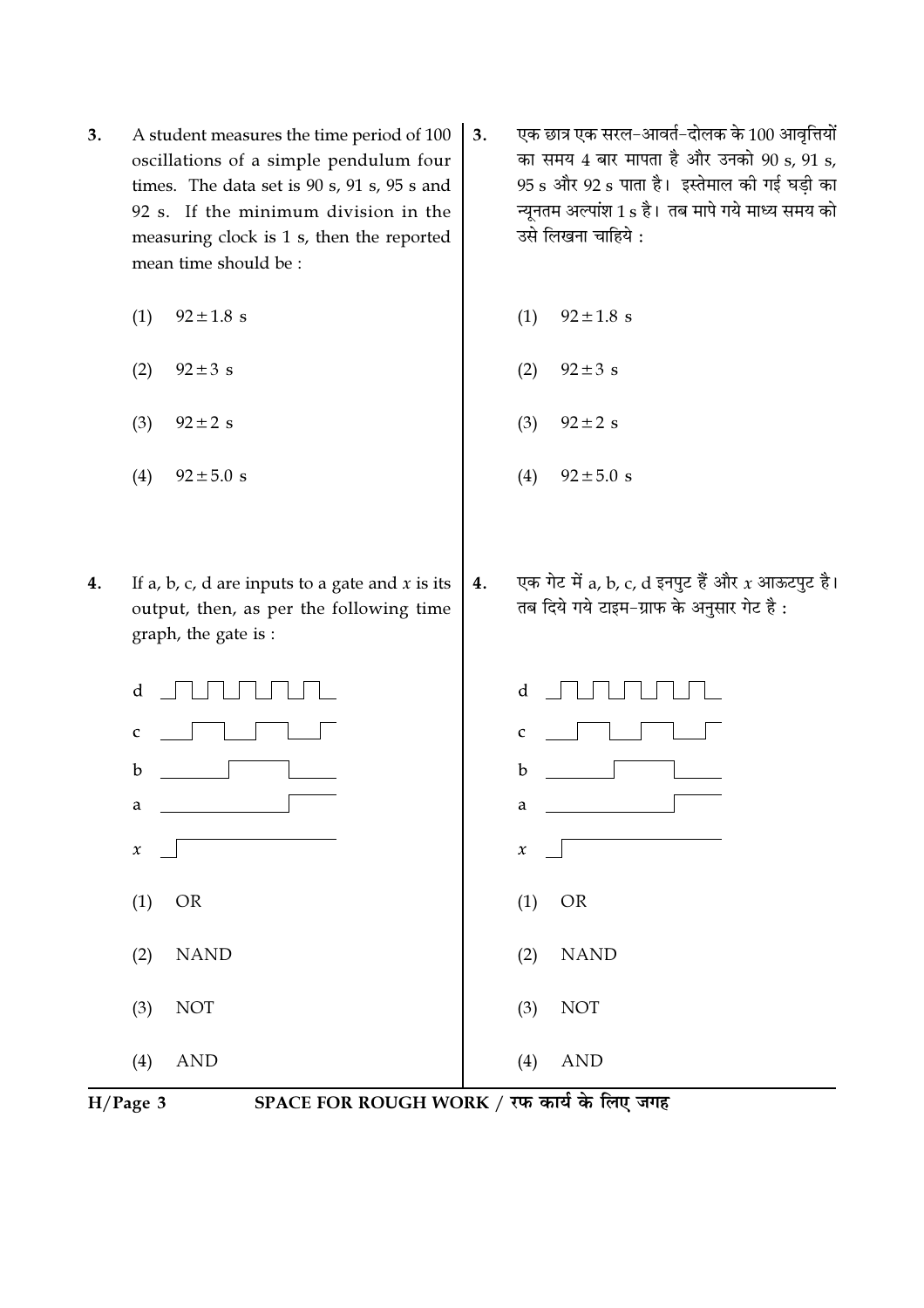3. A student measures the time period of 100 oscillations of a simple pendulum four times. The data set is 90 s, 91 s, 95 s and 92 s. If the minimum division in the measuring clock is 1 s, then the reported mean time should be :

   (1) $92 \pm 1.8$ s

   (2) $92 \pm 3$ s

   (3) $92 \pm 2$ s

   (4) $92 \pm 5.0$ s

3. एक छात्र एक सरल-आवर्त-दोलक के 100 आवृत्तियों का समय 4 बार मापता है और उनको 90 s, 91 s, 95 s और 92 s पाता है। इस्तेमाल की गई घड़ी का न्यूनतम अल्पांश 1 s है। तब मापे गये माध्य समय को उसे लिखना चाहिये :

   (1) $92 \pm 1.8$ s

   (2) $92 \pm 3$ s

   (3) $92 \pm 2$ s

   (4) $92 \pm 5.0$ s

4. If a, b, c, d are inputs to a gate and $x$ is its output, then, as per the following time graph, the gate is :

   (1) OR

   (2) NAND

   (3) NOT

   (4) AND

4. एक गेट में a, b, c, d इनपुट हैं और $x$ आऊटपुट है। तब दिये गये टाइम-ग्राफ के अनुसार गेट है :

   (1) OR

   (2) NAND

   (3) NOT

   (4) AND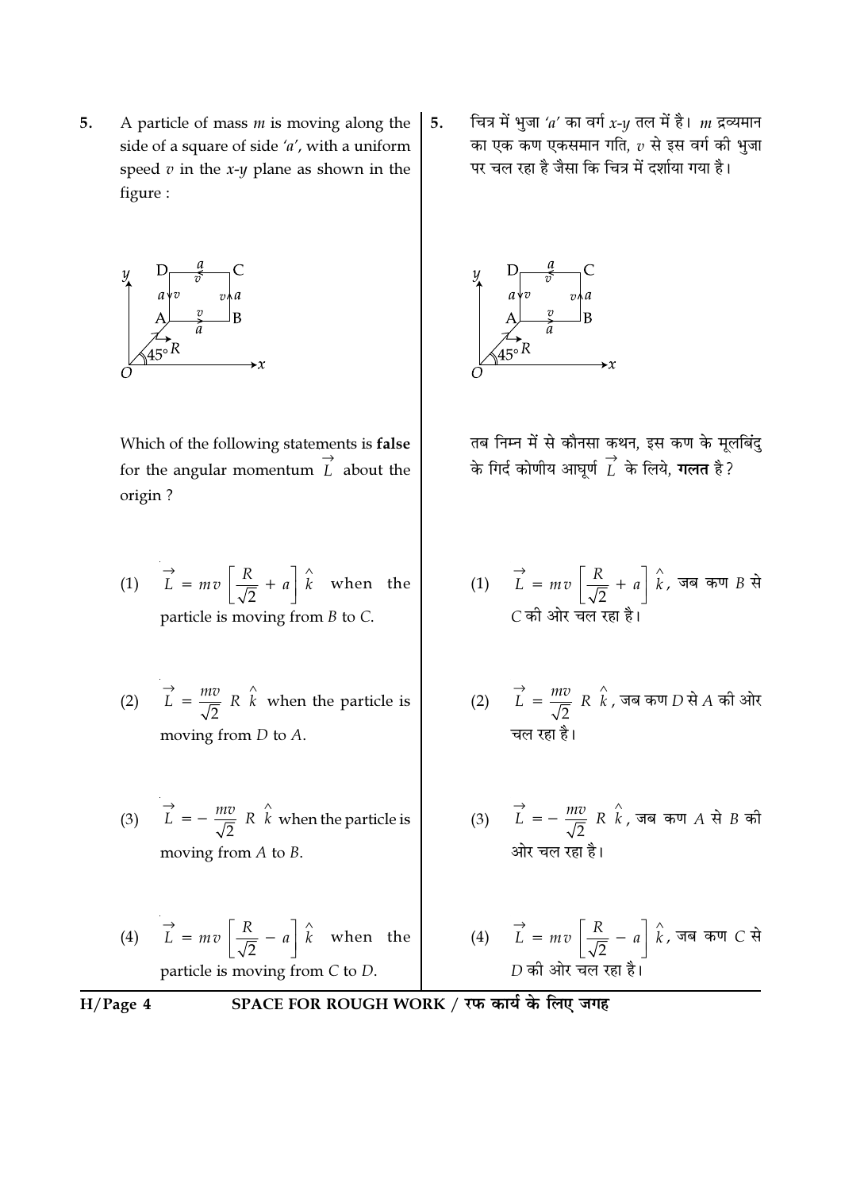5. A particle of mass $m$ is moving along the side of a square of side '$a$', with a uniform speed $v$ in the $x$-$y$ plane as shown in the figure :

Which of the following statements is **false** for the angular momentum $\vec{L}$ about the origin ?

(1) $\vec{L} = mv\left[\frac{R}{\sqrt{2}} + a\right]\hat{k}$ when the particle is moving from $B$ to $C$.

(2) $\vec{L} = \frac{mv}{\sqrt{2}} R \hat{k}$ when the particle is moving from $D$ to $A$.

(3) $\vec{L} = -\frac{mv}{\sqrt{2}} R \hat{k}$ when the particle is moving from $A$ to $B$.

(4) $\vec{L} = mv\left[\frac{R}{\sqrt{2}} - a\right]\hat{k}$ when the particle is moving from $C$ to $D$.

5. चित्र में भुजा '$a$' का वर्ग $x$-$y$ तल में है। $m$ द्रव्यमान का एक कण एकसमान गति, $v$ से इस वर्ग की भुजा पर चल रहा है जैसा कि चित्र में दर्शाया गया है।

तब निम्न में से कौनसा कथन, इस कण के मूलबिंदु के गिर्द कोणीय आघूर्ण $\vec{L}$ के लिये, **गलत** है?

(1) $\vec{L} = mv\left[\frac{R}{\sqrt{2}} + a\right]\hat{k}$, जब कण $B$ से $C$ की ओर चल रहा है।

(2) $\vec{L} = \frac{mv}{\sqrt{2}} R \hat{k}$, जब कण $D$ से $A$ की ओर चल रहा है।

(3) $\vec{L} = -\frac{mv}{\sqrt{2}} R \hat{k}$, जब कण $A$ से $B$ की ओर चल रहा है।

(4) $\vec{L} = mv\left[\frac{R}{\sqrt{2}} - a\right]\hat{k}$, जब कण $C$ से $D$ की ओर चल रहा है।

SPACE FOR ROUGH WORK / रफ कार्य के लिए जगह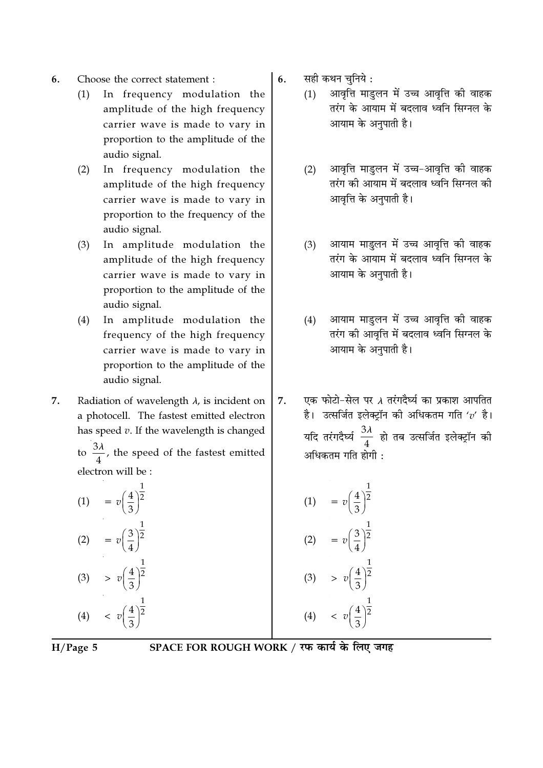6. Choose the correct statement :

   (1) In frequency modulation the amplitude of the high frequency carrier wave is made to vary in proportion to the amplitude of the audio signal.

   (2) In frequency modulation the amplitude of the high frequency carrier wave is made to vary in proportion to the frequency of the audio signal.

   (3) In amplitude modulation the amplitude of the high frequency carrier wave is made to vary in proportion to the amplitude of the audio signal.

   (4) In amplitude modulation the frequency of the high frequency carrier wave is made to vary in proportion to the amplitude of the audio signal.

7. Radiation of wavelength $\lambda$, is incident on a photocell. The fastest emitted electron has speed $v$. If the wavelength is changed to $\frac{3\lambda}{4}$, the speed of the fastest emitted electron will be :

   (1) $= v\left(\frac{4}{3}\right)^{\frac{1}{2}}$

   (2) $= v\left(\frac{3}{4}\right)^{\frac{1}{2}}$

   (3) $> v\left(\frac{4}{3}\right)^{\frac{1}{2}}$

   (4) $< v\left(\frac{4}{3}\right)^{\frac{1}{2}}$

6. सही कथन चुनिये :

   (1) आवृत्ति माडुलन में उच्च आवृत्ति की वाहक तरंग के आयाम में बदलाव ध्वनि सिग्नल के आयाम के अनुपाती है।

   (2) आवृत्ति माडुलन में उच्च-आवृत्ति की वाहक तरंग की आयाम में बदलाव ध्वनि सिग्नल की आवृत्ति के अनुपाती है।

   (3) आयाम माडुलन में उच्च आवृत्ति की वाहक तरंग के आयाम में बदलाव ध्वनि सिग्नल के आयाम के अनुपाती है।

   (4) आयाम माडुलन में उच्च आवृत्ति की वाहक तरंग की आवृत्ति में बदलाव ध्वनि सिग्नल के आयाम के अनुपाती है।

7. एक फोटो-सेल पर $\lambda$ तरंगदैर्घ्य का प्रकाश आपतित है। उत्सर्जित इलेक्ट्रॉन की अधिकतम गति '$v$' है। यदि तरंगदैर्घ्य $\frac{3\lambda}{4}$ हो तब उत्सर्जित इलेक्ट्रॉन की अधिकतम गति होगी :

   (1) $= v\left(\frac{4}{3}\right)^{\frac{1}{2}}$

   (2) $= v\left(\frac{3}{4}\right)^{\frac{1}{2}}$

   (3) $> v\left(\frac{4}{3}\right)^{\frac{1}{2}}$

   (4) $< v\left(\frac{4}{3}\right)^{\frac{1}{2}}$

SPACE FOR ROUGH WORK / रफ कार्य के लिए जगह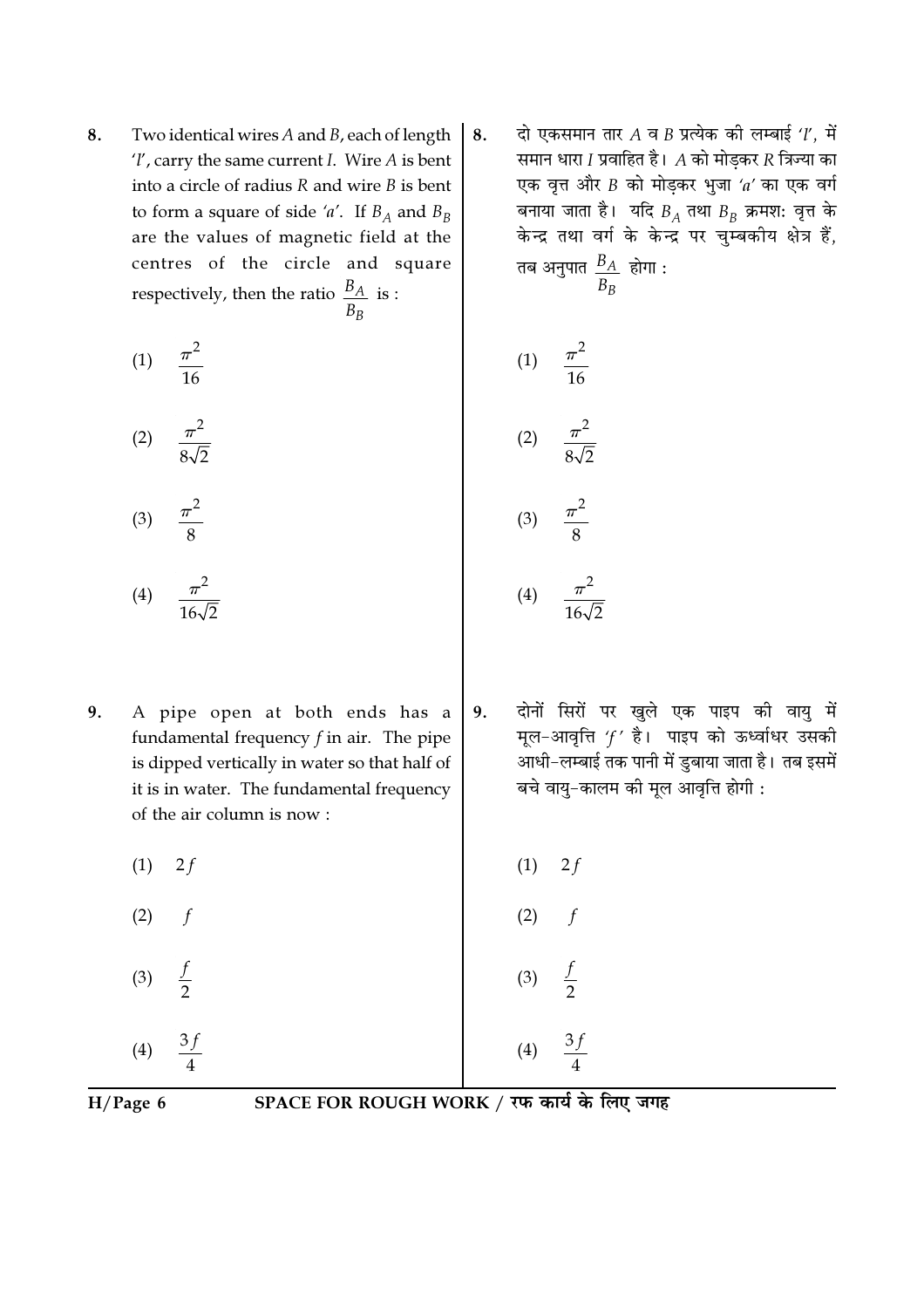8. Two identical wires $A$ and $B$, each of length '$l$', carry the same current $I$. Wire $A$ is bent into a circle of radius $R$ and wire $B$ is bent to form a square of side '$a$'. If $B_A$ and $B_B$ are the values of magnetic field at the centres of the circle and square respectively, then the ratio $\frac{B_A}{B_B}$ is :

(1) $\frac{\pi^2}{16}$

(2) $\frac{\pi^2}{8\sqrt{2}}$

(3) $\frac{\pi^2}{8}$

(4) $\frac{\pi^2}{16\sqrt{2}}$

8. दो एकसमान तार $A$ व $B$ प्रत्येक की लम्बाई '$l$', में समान धारा $I$ प्रवाहित है। $A$ को मोड़कर $R$ त्रिज्या का एक वृत्त और $B$ को मोड़कर भुजा '$a$' का एक वर्ग बनाया जाता है। यदि $B_A$ तथा $B_B$ क्रमशः वृत्त के केन्द्र तथा वर्ग के केन्द्र पर चुम्बकीय क्षेत्र हैं, तब अनुपात $\frac{B_A}{B_B}$ होगा :

(1) $\frac{\pi^2}{16}$

(2) $\frac{\pi^2}{8\sqrt{2}}$

(3) $\frac{\pi^2}{8}$

(4) $\frac{\pi^2}{16\sqrt{2}}$

9. A pipe open at both ends has a fundamental frequency $f$ in air. The pipe is dipped vertically in water so that half of it is in water. The fundamental frequency of the air column is now :

(1) $2f$

(2) $f$

(3) $\frac{f}{2}$

(4) $\frac{3f}{4}$

9. दोनों सिरों पर खुले एक पाइप की वायु में मूल-आवृत्ति '$f$' है। पाइप को ऊर्ध्वाधर उसकी आधी-लम्बाई तक पानी में डुबाया जाता है। तब इसमें बचे वायु-कालम की मूल आवृत्ति होगी :

(1) $2f$

(2) $f$

(3) $\frac{f}{2}$

(4) $\frac{3f}{4}$

SPACE FOR ROUGH WORK / रफ कार्य के लिए जगह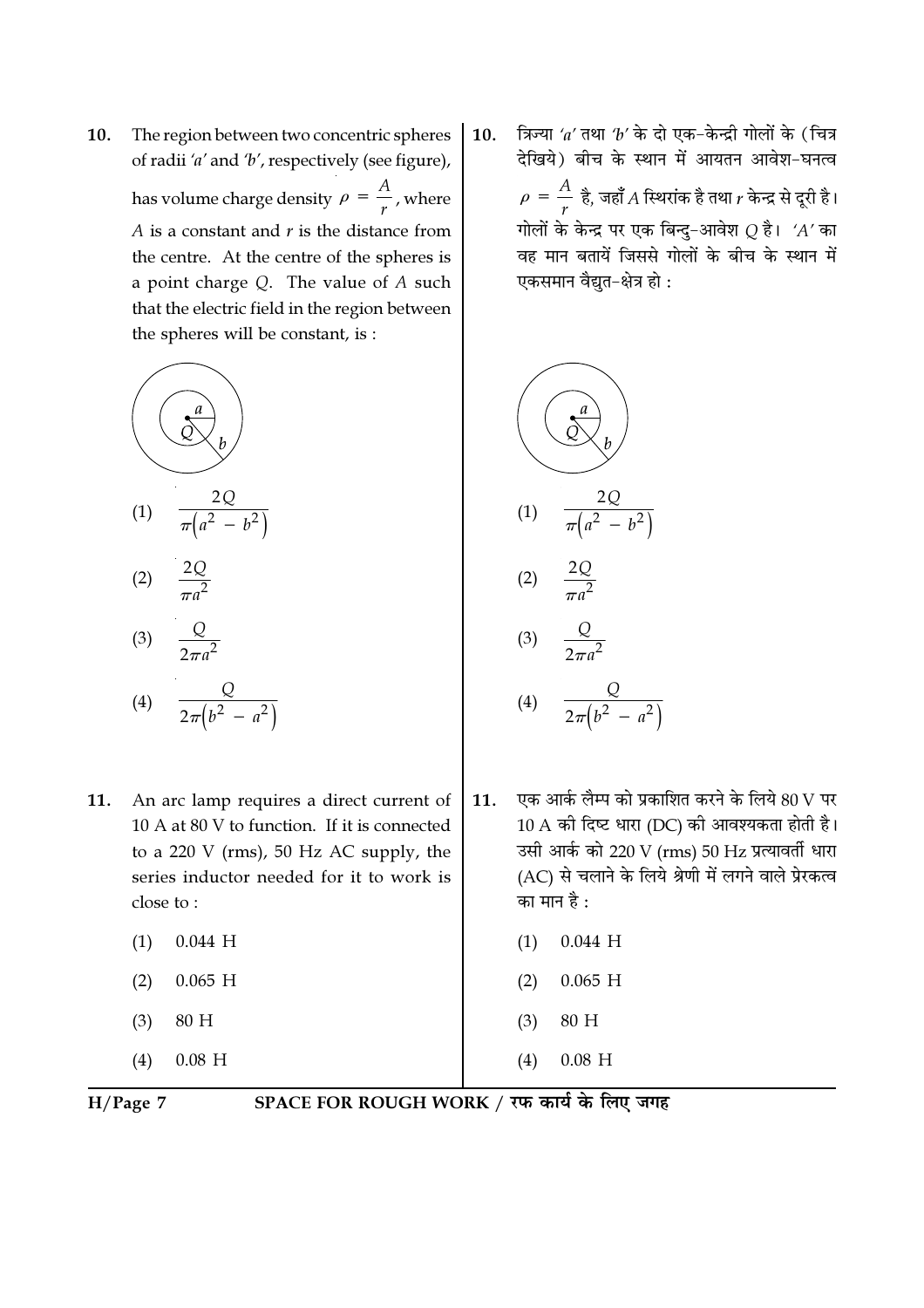**10.** The region between two concentric spheres of radii '$a$' and '$b$', respectively (see figure), has volume charge density $\rho = \frac{A}{r}$, where $A$ is a constant and $r$ is the distance from the centre. At the centre of the spheres is a point charge $Q$. The value of $A$ such that the electric field in the region between the spheres will be constant, is :

(1) $\frac{2Q}{\pi(a^2 - b^2)}$

(2) $\frac{2Q}{\pi a^2}$

(3) $\frac{Q}{2\pi a^2}$

(4) $\frac{Q}{2\pi(b^2 - a^2)}$

**10.** त्रिज्या '$a$' तथा '$b$' के दो एक-केन्द्री गोलों के (चित्र देखिये) बीच के स्थान में आयतन आवेश-घनत्व $\rho = \frac{A}{r}$ है, जहाँ $A$ स्थिरांक है तथा $r$ केन्द्र से दूरी है। गोलों के केन्द्र पर एक बिन्दु-आवेश $Q$ है। '$A$' का वह मान बतायें जिससे गोलों के बीच के स्थान में एकसमान वैद्युत-क्षेत्र हो :

(1) $\frac{2Q}{\pi(a^2 - b^2)}$

(2) $\frac{2Q}{\pi a^2}$

(3) $\frac{Q}{2\pi a^2}$

(4) $\frac{Q}{2\pi(b^2 - a^2)}$

**11.** An arc lamp requires a direct current of 10 A at 80 V to function. If it is connected to a 220 V (rms), 50 Hz AC supply, the series inductor needed for it to work is close to :

(1) 0.044 H

(2) 0.065 H

(3) 80 H

(4) 0.08 H

**11.** एक आर्क लैम्प को प्रकाशित करने के लिये 80 V पर 10 A की दिष्ट धारा (DC) की आवश्यकता होती है। उसी आर्क को 220 V (rms) 50 Hz प्रत्यावर्ती धारा (AC) से चलाने के लिये श्रेणी में लगने वाले प्रेरकत्व का मान है :

(1) 0.044 H

(2) 0.065 H

(3) 80 H

(4) 0.08 H

SPACE FOR ROUGH WORK / रफ कार्य के लिए जगह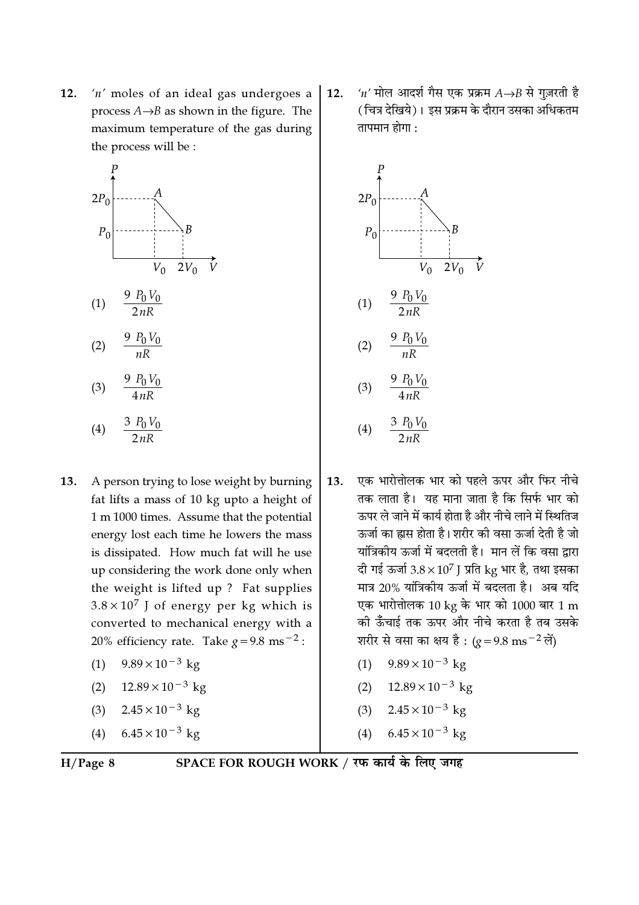12. '$n$' moles of an ideal gas undergoes a process $A \rightarrow B$ as shown in the figure. The maximum temperature of the gas during the process will be :

(1) $\frac{9 P_0 V_0}{2nR}$

(2) $\frac{9 P_0 V_0}{nR}$

(3) $\frac{9 P_0 V_0}{4nR}$

(4) $\frac{3 P_0 V_0}{2nR}$

13. A person trying to lose weight by burning fat lifts a mass of 10 kg upto a height of 1 m 1000 times. Assume that the potential energy lost each time he lowers the mass is dissipated. How much fat will he use up considering the work done only when the weight is lifted up ? Fat supplies $3.8 \times 10^7$ J of energy per kg which is converted to mechanical energy with a 20% efficiency rate. Take $g = 9.8 \text{ ms}^{-2}$ :

(1) $9.89 \times 10^{-3}$ kg

(2) $12.89 \times 10^{-3}$ kg

(3) $2.45 \times 10^{-3}$ kg

(4) $6.45 \times 10^{-3}$ kg

12. '$n$' मोल आदर्श गैस एक प्रक्रम $A \rightarrow B$ से गुज़रती है (चित्र देखिये)। इस प्रक्रम के दौरान उसका अधिकतम तापमान होगा :

(1) $\frac{9 P_0 V_0}{2nR}$

(2) $\frac{9 P_0 V_0}{nR}$

(3) $\frac{9 P_0 V_0}{4nR}$

(4) $\frac{3 P_0 V_0}{2nR}$

13. एक भारोत्तोलक भार को पहले ऊपर और फिर नीचे तक लाता है। यह माना जाता है कि सिर्फ भार को ऊपर ले जाने में कार्य होता है और नीचे लाने में स्थितिज ऊर्जा का ह्रास होता है। शरीर की वसा ऊर्जा देती है जो यांत्रिकीय ऊर्जा में बदलती है। मान लें कि वसा द्वारा दी गई ऊर्जा $3.8 \times 10^7$ J प्रति kg भार है, तथा इसका मात्र 20% यांत्रिकीय ऊर्जा में बदलता है। अब यदि एक भारोत्तोलक 10 kg के भार को 1000 बार 1 m की ऊँचाई तक ऊपर और नीचे करता है तब उसके शरीर से वसा का क्षय है : ($g = 9.8 \text{ ms}^{-2}$ लें)

(1) $9.89 \times 10^{-3}$ kg

(2) $12.89 \times 10^{-3}$ kg

(3) $2.45 \times 10^{-3}$ kg

(4) $6.45 \times 10^{-3}$ kg

SPACE FOR ROUGH WORK / रफ कार्य के लिए जगह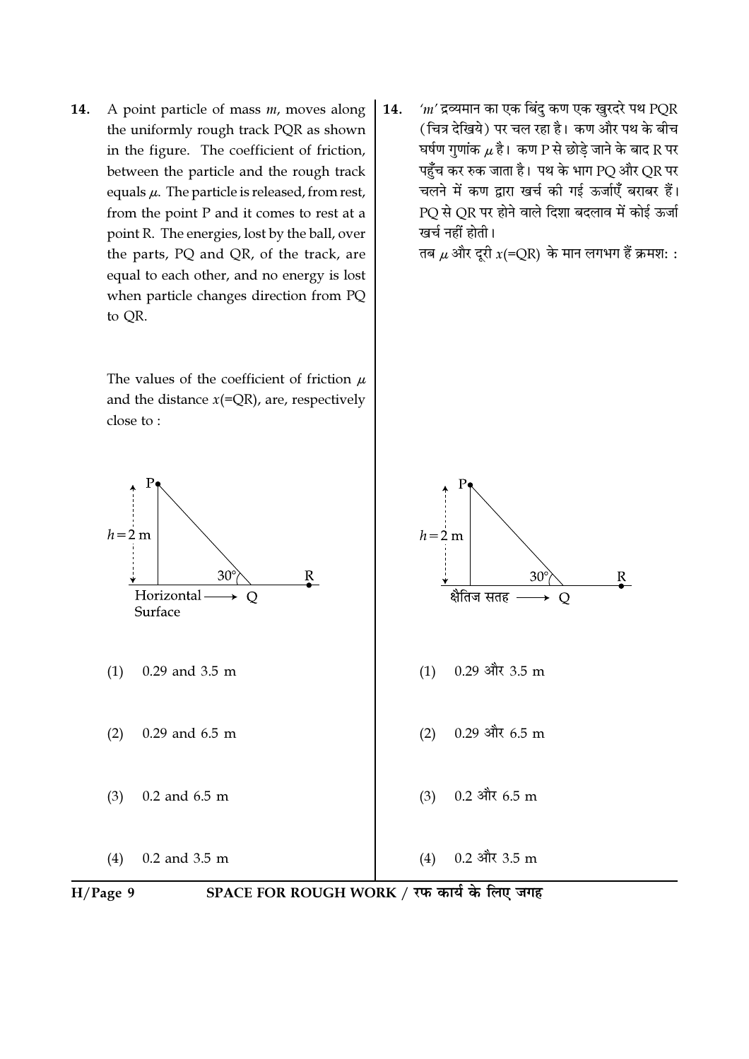14. A point particle of mass $m$, moves along the uniformly rough track PQR as shown in the figure. The coefficient of friction, between the particle and the rough track equals $\mu$. The particle is released, from rest, from the point P and it comes to rest at a point R. The energies, lost by the ball, over the parts, PQ and QR, of the track, are equal to each other, and no energy is lost when particle changes direction from PQ to QR.

The values of the coefficient of friction $\mu$ and the distance $x$(=QR), are, respectively close to :

P, $h = 2$ m, 30°, R, Horizontal Surface → Q

(1) 0.29 and 3.5 m

(2) 0.29 and 6.5 m

(3) 0.2 and 6.5 m

(4) 0.2 and 3.5 m

14. '$m$' द्रव्यमान का एक बिंदु कण एक खुरदरे पथ PQR (चित्र देखिये) पर चल रहा है। कण और पथ के बीच घर्षण गुणांक $\mu$ है। कण P से छोड़े जाने के बाद R पर पहुँच कर रुक जाता है। पथ के भाग PQ और QR पर चलने में कण द्वारा खर्च की गई ऊर्जाएँ बराबर हैं। PQ से QR पर होने वाले दिशा बदलाव में कोई ऊर्जा खर्च नहीं होती।

तब $\mu$ और दूरी $x$(=QR) के मान लगभग हैं क्रमश: :

P, $h = 2$ m, 30°, R, क्षैतिज सतह → Q

(1) 0.29 और 3.5 m

(2) 0.29 और 6.5 m

(3) 0.2 और 6.5 m

(4) 0.2 और 3.5 m

SPACE FOR ROUGH WORK / रफ कार्य के लिए जगह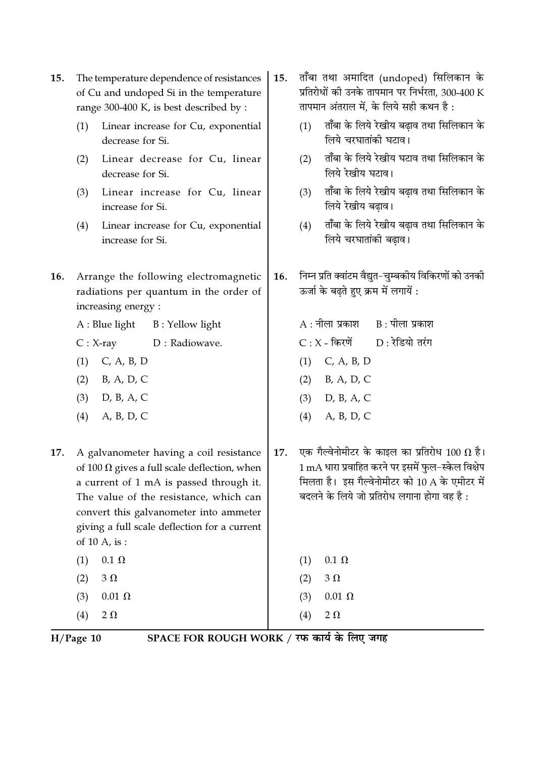15. The temperature dependence of resistances of Cu and undoped Si in the temperature range 300-400 K, is best described by :

    (1) Linear increase for Cu, exponential decrease for Si.
    (2) Linear decrease for Cu, linear decrease for Si.
    (3) Linear increase for Cu, linear increase for Si.
    (4) Linear increase for Cu, exponential increase for Si.

15. ताँबा तथा अमादित (undoped) सिलिकान के प्रतिरोधों की उनके तापमान पर निर्भरता, 300-400 K तापमान अंतराल में, के लिये सही कथन है :

    (1) ताँबा के लिये रेखीय बढ़ाव तथा सिलिकान के लिये चरघातांकी घटाव।
    (2) ताँबा के लिये रेखीय घटाव तथा सिलिकान के लिये रेखीय घटाव।
    (3) ताँबा के लिये रेखीय बढ़ाव तथा सिलिकान के लिये रेखीय बढ़ाव।
    (4) ताँबा के लिये रेखीय बढ़ाव तथा सिलिकान के लिये चरघातांकी बढ़ाव।

16. Arrange the following electromagnetic radiations per quantum in the order of increasing energy :

    A : Blue light  B : Yellow light
    C : X-ray  D : Radiowave.

    (1) C, A, B, D
    (2) B, A, D, C
    (3) D, B, A, C
    (4) A, B, D, C

16. निम्न प्रति क्वांटम वैद्युत-चुम्बकीय विकिरणों को उनकी ऊर्जा के बढ़ते हुए क्रम में लगायें :

    A : नीला प्रकाश  B : पीला प्रकाश
    C : X - किरणें  D : रेडियो तरंग

    (1) C, A, B, D
    (2) B, A, D, C
    (3) D, B, A, C
    (4) A, B, D, C

17. A galvanometer having a coil resistance of 100 $\Omega$ gives a full scale deflection, when a current of 1 mA is passed through it. The value of the resistance, which can convert this galvanometer into ammeter giving a full scale deflection for a current of 10 A, is :

    (1) 0.1 $\Omega$
    (2) 3 $\Omega$
    (3) 0.01 $\Omega$
    (4) 2 $\Omega$

17. एक गैल्वेनोमीटर के काइल का प्रतिरोध 100 $\Omega$ है। 1 mA धारा प्रवाहित करने पर इसमें फुल-स्केल विक्षेप मिलता है। इस गैल्वेनोमीटर को 10 A के एमीटर में बदलने के लिये जो प्रतिरोध लगाना होगा वह है :

    (1) 0.1 $\Omega$
    (2) 3 $\Omega$
    (3) 0.01 $\Omega$
    (4) 2 $\Omega$

SPACE FOR ROUGH WORK / रफ कार्य के लिए जगह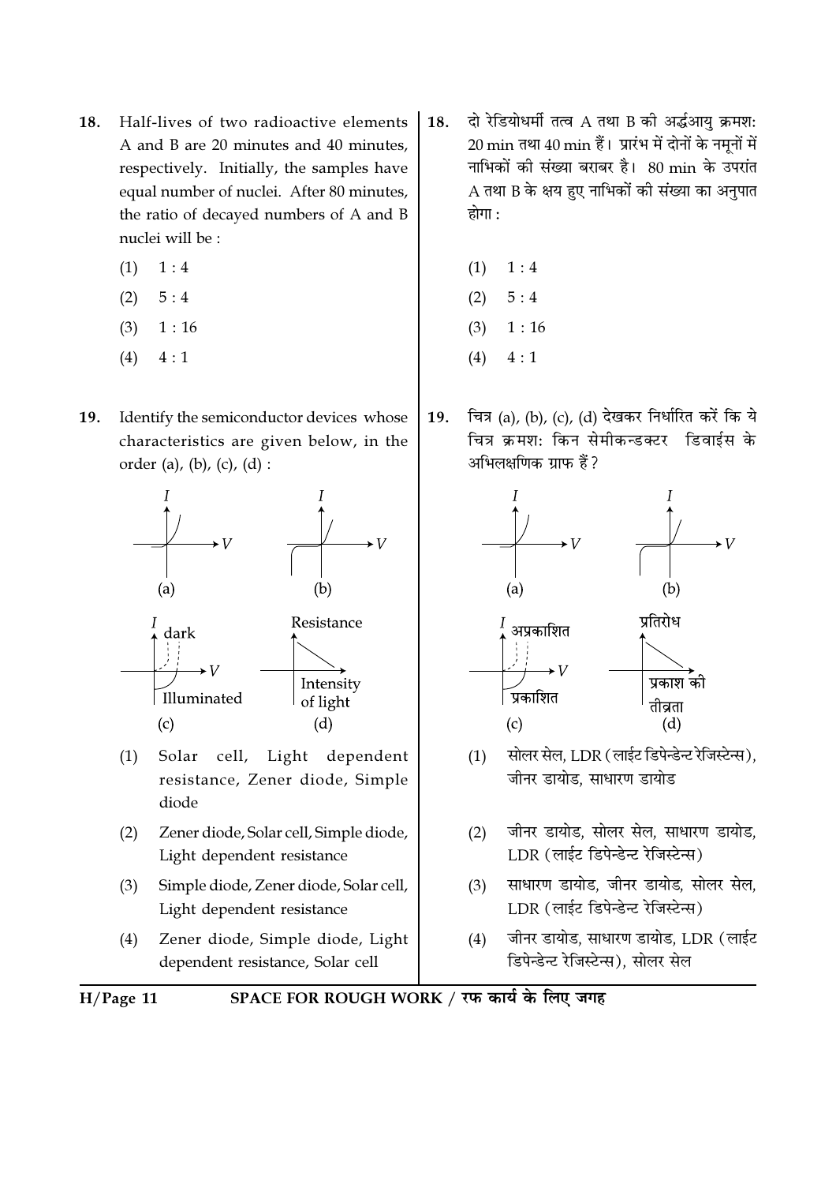18. Half-lives of two radioactive elements A and B are 20 minutes and 40 minutes, respectively. Initially, the samples have equal number of nuclei. After 80 minutes, the ratio of decayed numbers of A and B nuclei will be :

 (1) 1 : 4
 (2) 5 : 4
 (3) 1 : 16
 (4) 4 : 1

18. दो रेडियोधर्मी तत्व A तथा B की अर्द्धआयु क्रमशः 20 min तथा 40 min हैं। प्रारंभ में दोनों के नमूनों में नाभिकों की संख्या बराबर है। 80 min के उपरांत A तथा B के क्षय हुए नाभिकों की संख्या का अनुपात होगा :

 (1) 1 : 4
 (2) 5 : 4
 (3) 1 : 16
 (4) 4 : 1

19. Identify the semiconductor devices whose characteristics are given below, in the order (a), (b), (c), (d) :

 (a) $I$ vs $V$
 (b) $I$ vs $V$
 (c) $I$ vs $V$ — dark, Illuminated
 (d) Resistance vs Intensity of light

 (1) Solar cell, Light dependent resistance, Zener diode, Simple diode
 (2) Zener diode, Solar cell, Simple diode, Light dependent resistance
 (3) Simple diode, Zener diode, Solar cell, Light dependent resistance
 (4) Zener diode, Simple diode, Light dependent resistance, Solar cell

19. चित्र (a), (b), (c), (d) देखकर निर्धारित करें कि ये चित्र क्रमशः किन सेमीकन्डक्टर डिवाईस के अभिलक्षणिक ग्राफ हैं ?

 (a) $I$ vs $V$
 (b) $I$ vs $V$
 (c) $I$ vs $V$ — अप्रकाशित, प्रकाशित
 (d) प्रतिरोध vs प्रकाश की तीव्रता

 (1) सोलर सेल, LDR (लाईट डिपेन्डेन्ट रेजिस्टेन्स), जीनर डायोड, साधारण डायोड
 (2) जीनर डायोड, सोलर सेल, साधारण डायोड, LDR (लाईट डिपेन्डेन्ट रेजिस्टेन्स)
 (3) साधारण डायोड, जीनर डायोड, सोलर सेल, LDR (लाईट डिपेन्डेन्ट रेजिस्टेन्स)
 (4) जीनर डायोड, साधारण डायोड, LDR (लाईट डिपेन्डेन्ट रेजिस्टेन्स), सोलर सेल

SPACE FOR ROUGH WORK / रफ कार्य के लिए जगह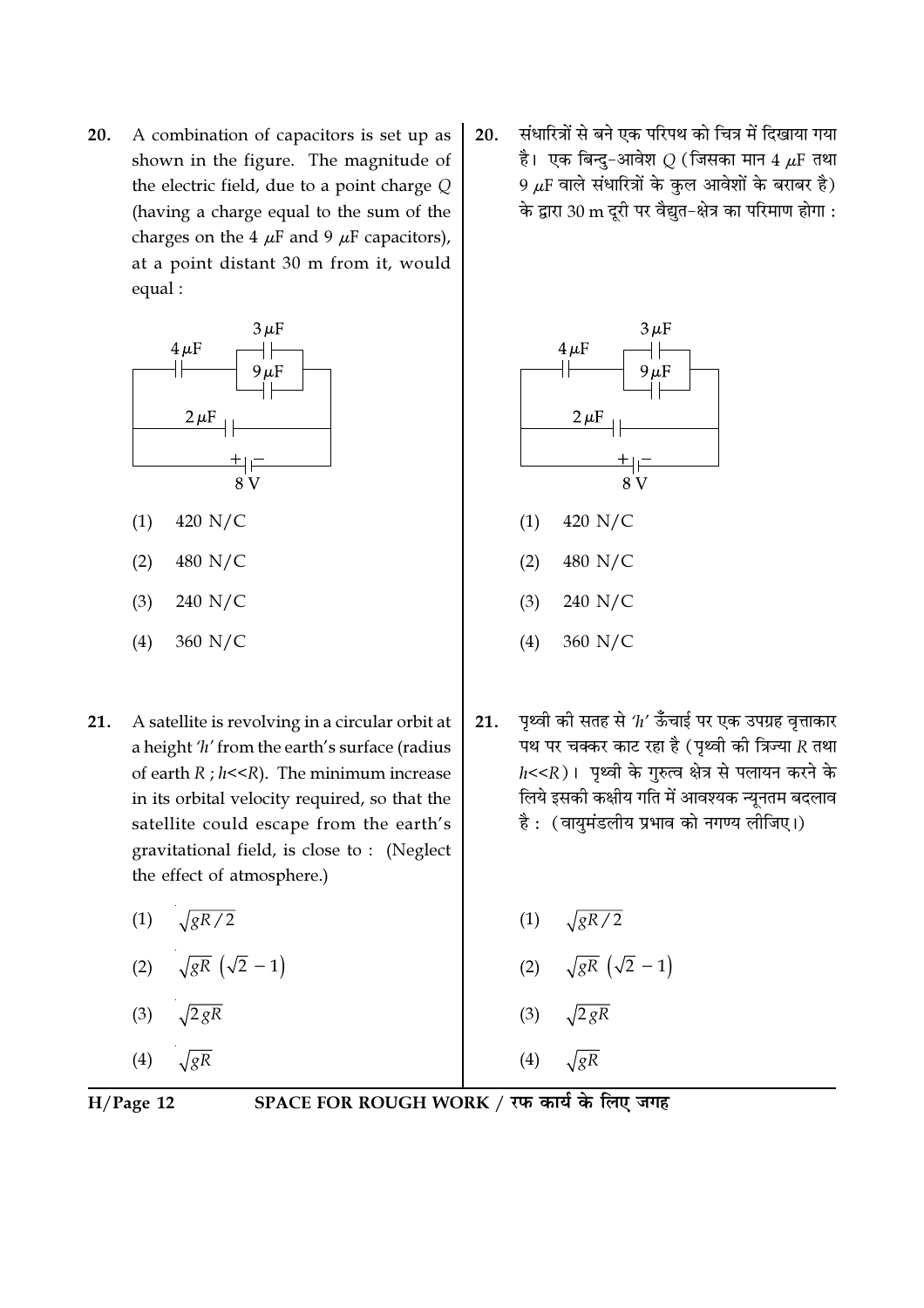20. A combination of capacitors is set up as shown in the figure. The magnitude of the electric field, due to a point charge $Q$ (having a charge equal to the sum of the charges on the $4\ \mu F$ and $9\ \mu F$ capacitors), at a point distant 30 m from it, would equal :

(1) 420 N/C

(2) 480 N/C

(3) 240 N/C

(4) 360 N/C

20. संधारित्रों से बने एक परिपथ को चित्र में दिखाया गया है। एक बिन्दु-आवेश $Q$ (जिसका मान $4\ \mu F$ तथा $9\ \mu F$ वाले संधारित्रों के कुल आवेशों के बराबर है) के द्वारा 30 m दूरी पर वैद्युत-क्षेत्र का परिमाण होगा :

(1) 420 N/C

(2) 480 N/C

(3) 240 N/C

(4) 360 N/C

21. A satellite is revolving in a circular orbit at a height '$h$' from the earth's surface (radius of earth $R$ ; $h<<R$). The minimum increase in its orbital velocity required, so that the satellite could escape from the earth's gravitational field, is close to : (Neglect the effect of atmosphere.)

(1) $\sqrt{gR/2}$

(2) $\sqrt{gR}\ (\sqrt{2}-1)$

(3) $\sqrt{2gR}$

(4) $\sqrt{gR}$

21. पृथ्वी की सतह से '$h$' ऊँचाई पर एक उपग्रह वृत्ताकार पथ पर चक्कर काट रहा है (पृथ्वी की त्रिज्या $R$ तथा $h<<R$)। पृथ्वी के गुरुत्व क्षेत्र से पलायन करने के लिये इसकी कक्षीय गति में आवश्यक न्यूनतम बदलाव है : (वायुमंडलीय प्रभाव को नगण्य लीजिए।)

(1) $\sqrt{gR/2}$

(2) $\sqrt{gR}\ (\sqrt{2}-1)$

(3) $\sqrt{2gR}$

(4) $\sqrt{gR}$

SPACE FOR ROUGH WORK / रफ कार्य के लिए जगह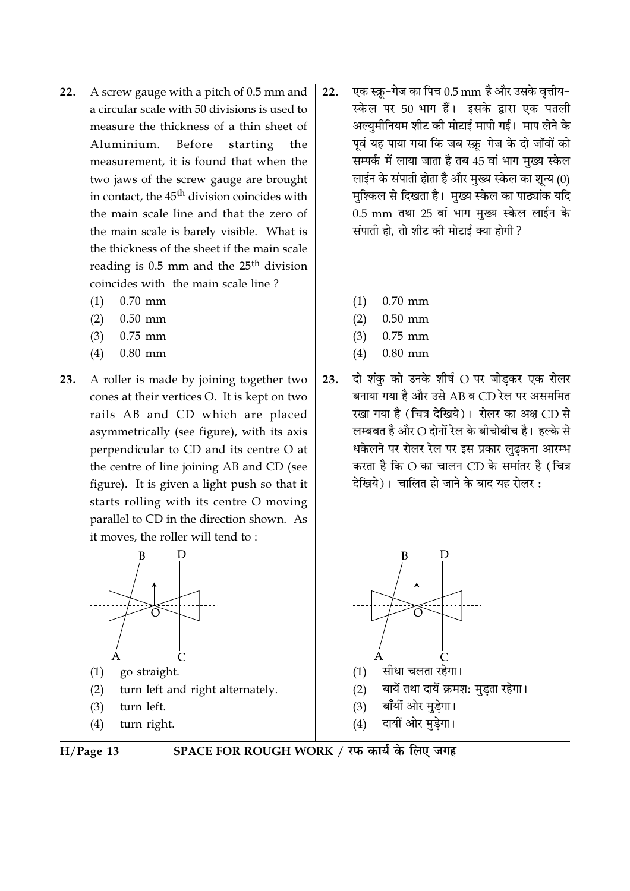22. A screw gauge with a pitch of 0.5 mm and a circular scale with 50 divisions is used to measure the thickness of a thin sheet of Aluminium. Before starting the measurement, it is found that when the two jaws of the screw gauge are brought in contact, the $45^{th}$ division coincides with the main scale line and that the zero of the main scale is barely visible. What is the thickness of the sheet if the main scale reading is 0.5 mm and the $25^{th}$ division coincides with the main scale line ?

    (1) 0.70 mm
    (2) 0.50 mm
    (3) 0.75 mm
    (4) 0.80 mm

23. A roller is made by joining together two cones at their vertices O. It is kept on two rails AB and CD which are placed asymmetrically (see figure), with its axis perpendicular to CD and its centre O at the centre of line joining AB and CD (see figure). It is given a light push so that it starts rolling with its centre O moving parallel to CD in the direction shown. As it moves, the roller will tend to :

    (1) go straight.
    (2) turn left and right alternately.
    (3) turn left.
    (4) turn right.

22. एक स्क्रू-गेज का पिच 0.5 mm है और उसके वृत्तीय-स्केल पर 50 भाग हैं। इसके द्वारा एक पतली अल्युमीनियम शीट की मोटाई मापी गई। माप लेने के पूर्व यह पाया गया कि जब स्क्रू-गेज के दो जॉवों को सम्पर्क में लाया जाता है तब 45 वां भाग मुख्य स्केल लाईन के संपाती होता है और मुख्य स्केल का शून्य (0) मुश्किल से दिखता है। मुख्य स्केल का पाठ्यांक यदि 0.5 mm तथा 25 वां भाग मुख्य स्केल लाईन के संपाती हो, तो शीट की मोटाई क्या होगी ?

    (1) 0.70 mm
    (2) 0.50 mm
    (3) 0.75 mm
    (4) 0.80 mm

23. दो शंकु को उनके शीर्ष O पर जोड़कर एक रोलर बनाया गया है और उसे AB व CD रेल पर असममित रखा गया है (चित्र देखिये)। रोलर का अक्ष CD से लम्बवत है और O दोनों रेल के बीचोबीच है। हल्के से धकेलने पर रोलर रेल पर इस प्रकार लुढ़कना आरम्भ करता है कि O का चालन CD के समांतर है (चित्र देखिये)। चालित हो जाने के बाद यह रोलर :

    (1) सीधा चलता रहेगा।
    (2) बायें तथा दायें क्रमशः मुड़ता रहेगा।
    (3) बाँयीं ओर मुड़ेगा।
    (4) दायीं ओर मुड़ेगा।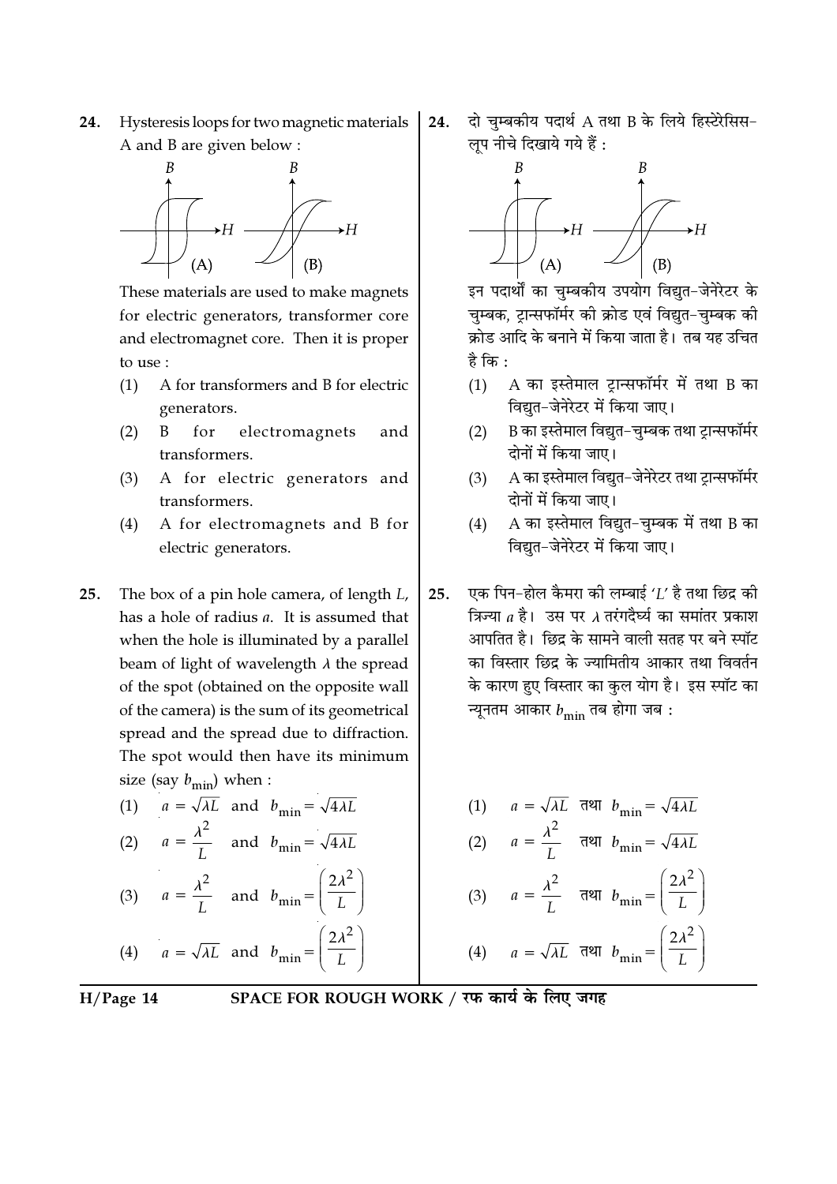24. Hysteresis loops for two magnetic materials A and B are given below :

These materials are used to make magnets for electric generators, transformer core and electromagnet core. Then it is proper to use :

(1) A for transformers and B for electric generators.

(2) B for electromagnets and transformers.

(3) A for electric generators and transformers.

(4) A for electromagnets and B for electric generators.

24. दो चुम्बकीय पदार्थ A तथा B के लिये हिस्टेरेसिस-लूप नीचे दिखाये गये हैं :

इन पदार्थों का चुम्बकीय उपयोग विद्युत-जेनेरेटर के चुम्बक, ट्रान्सफॉर्मर की क्रोड एवं विद्युत-चुम्बक की क्रोड आदि के बनाने में किया जाता है। तब यह उचित है कि :

(1) A का इस्तेमाल ट्रान्सफॉर्मर में तथा B का विद्युत-जेनेरेटर में किया जाए।

(2) B का इस्तेमाल विद्युत-चुम्बक तथा ट्रान्सफॉर्मर दोनों में किया जाए।

(3) A का इस्तेमाल विद्युत-जेनेरेटर तथा ट्रान्सफॉर्मर दोनों में किया जाए।

(4) A का इस्तेमाल विद्युत-चुम्बक में तथा B का विद्युत-जेनेरेटर में किया जाए।

25. The box of a pin hole camera, of length $L$, has a hole of radius $a$. It is assumed that when the hole is illuminated by a parallel beam of light of wavelength $\lambda$ the spread of the spot (obtained on the opposite wall of the camera) is the sum of its geometrical spread and the spread due to diffraction. The spot would then have its minimum size (say $b_{\min}$) when :

(1) $a = \sqrt{\lambda L}$ and $b_{\min} = \sqrt{4\lambda L}$

(2) $a = \frac{\lambda^2}{L}$ and $b_{\min} = \sqrt{4\lambda L}$

(3) $a = \frac{\lambda^2}{L}$ and $b_{\min} = \left(\frac{2\lambda^2}{L}\right)$

(4) $a = \sqrt{\lambda L}$ and $b_{\min} = \left(\frac{2\lambda^2}{L}\right)$

25. एक पिन-होल कैमरा की लम्बाई '$L$' है तथा छिद्र की त्रिज्या $a$ है। उस पर $\lambda$ तरंगदैर्घ्य का समांतर प्रकाश आपतित है। छिद्र के सामने वाली सतह पर बने स्पॉट का विस्तार छिद्र के ज्यामितीय आकार तथा विवर्तन के कारण हुए विस्तार का कुल योग है। इस स्पॉट का न्यूनतम आकार $b_{\min}$ तब होगा जब :

(1) $a = \sqrt{\lambda L}$ तथा $b_{\min} = \sqrt{4\lambda L}$

(2) $a = \frac{\lambda^2}{L}$ तथा $b_{\min} = \sqrt{4\lambda L}$

(3) $a = \frac{\lambda^2}{L}$ तथा $b_{\min} = \left(\frac{2\lambda^2}{L}\right)$

(4) $a = \sqrt{\lambda L}$ तथा $b_{\min} = \left(\frac{2\lambda^2}{L}\right)$

SPACE FOR ROUGH WORK / रफ कार्य के लिए जगह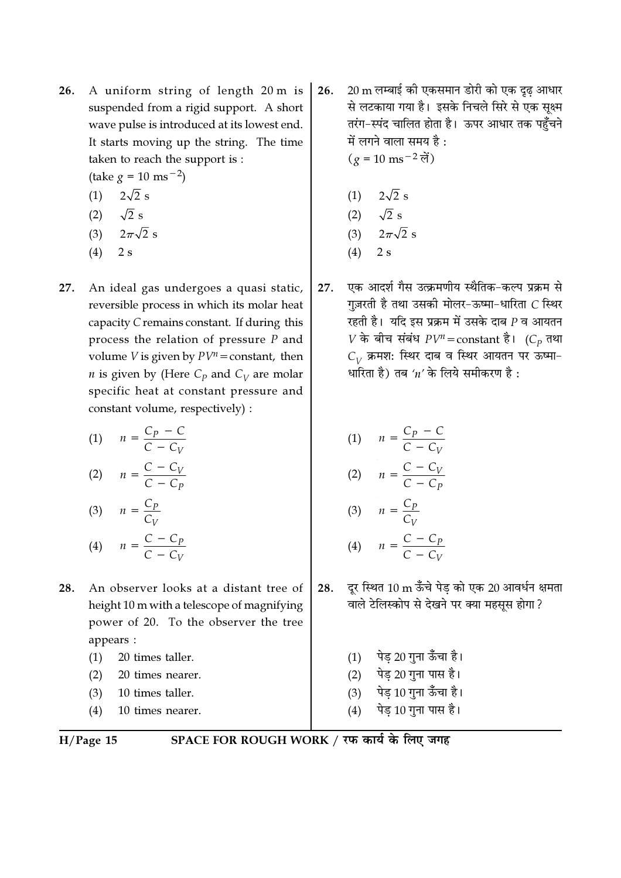26. A uniform string of length 20 m is suspended from a rigid support. A short wave pulse is introduced at its lowest end. It starts moving up the string. The time taken to reach the support is :
(take $g = 10 \text{ ms}^{-2}$)

(1) $2\sqrt{2}$ s
(2) $\sqrt{2}$ s
(3) $2\pi\sqrt{2}$ s
(4) 2 s

26. 20 m लम्बाई की एकसमान डोरी को एक दृढ़ आधार से लटकाया गया है। इसके निचले सिरे से एक सूक्ष्म तरंग-स्पंद चालित होता है। ऊपर आधार तक पहुँचने में लगने वाला समय है :
($g = 10 \text{ ms}^{-2}$ लें)

(1) $2\sqrt{2}$ s
(2) $\sqrt{2}$ s
(3) $2\pi\sqrt{2}$ s
(4) 2 s

27. An ideal gas undergoes a quasi static, reversible process in which its molar heat capacity $C$ remains constant. If during this process the relation of pressure $P$ and volume $V$ is given by $PV^n = \text{constant}$, then $n$ is given by (Here $C_P$ and $C_V$ are molar specific heat at constant pressure and constant volume, respectively) :

(1) $n = \dfrac{C_P - C}{C - C_V}$
(2) $n = \dfrac{C - C_V}{C - C_P}$
(3) $n = \dfrac{C_P}{C_V}$
(4) $n = \dfrac{C - C_P}{C - C_V}$

27. एक आदर्श गैस उत्क्रमणीय स्थैतिक-कल्प प्रक्रम से गुज़रती है तथा उसकी मोलर-ऊष्मा-धारिता $C$ स्थिर रहती है। यदि इस प्रक्रम में उसके दाब $P$ व आयतन $V$ के बीच संबंध $PV^n = \text{constant}$ है। ($C_P$ तथा $C_V$ क्रमशः स्थिर दाब व स्थिर आयतन पर ऊष्मा-धारिता है) तब '$n$' के लिये समीकरण है :

(1) $n = \dfrac{C_P - C}{C - C_V}$
(2) $n = \dfrac{C - C_V}{C - C_P}$
(3) $n = \dfrac{C_P}{C_V}$
(4) $n = \dfrac{C - C_P}{C - C_V}$

28. An observer looks at a distant tree of height 10 m with a telescope of magnifying power of 20. To the observer the tree appears :

(1) 20 times taller.
(2) 20 times nearer.
(3) 10 times taller.
(4) 10 times nearer.

28. दूर स्थित 10 m ऊँचे पेड़ को एक 20 आवर्धन क्षमता वाले टेलिस्कोप से देखने पर क्या महसूस होगा ?

(1) पेड़ 20 गुना ऊँचा है।
(2) पेड़ 20 गुना पास है।
(3) पेड़ 10 गुना ऊँचा है।
(4) पेड़ 10 गुना पास है।

SPACE FOR ROUGH WORK / रफ कार्य के लिए जगह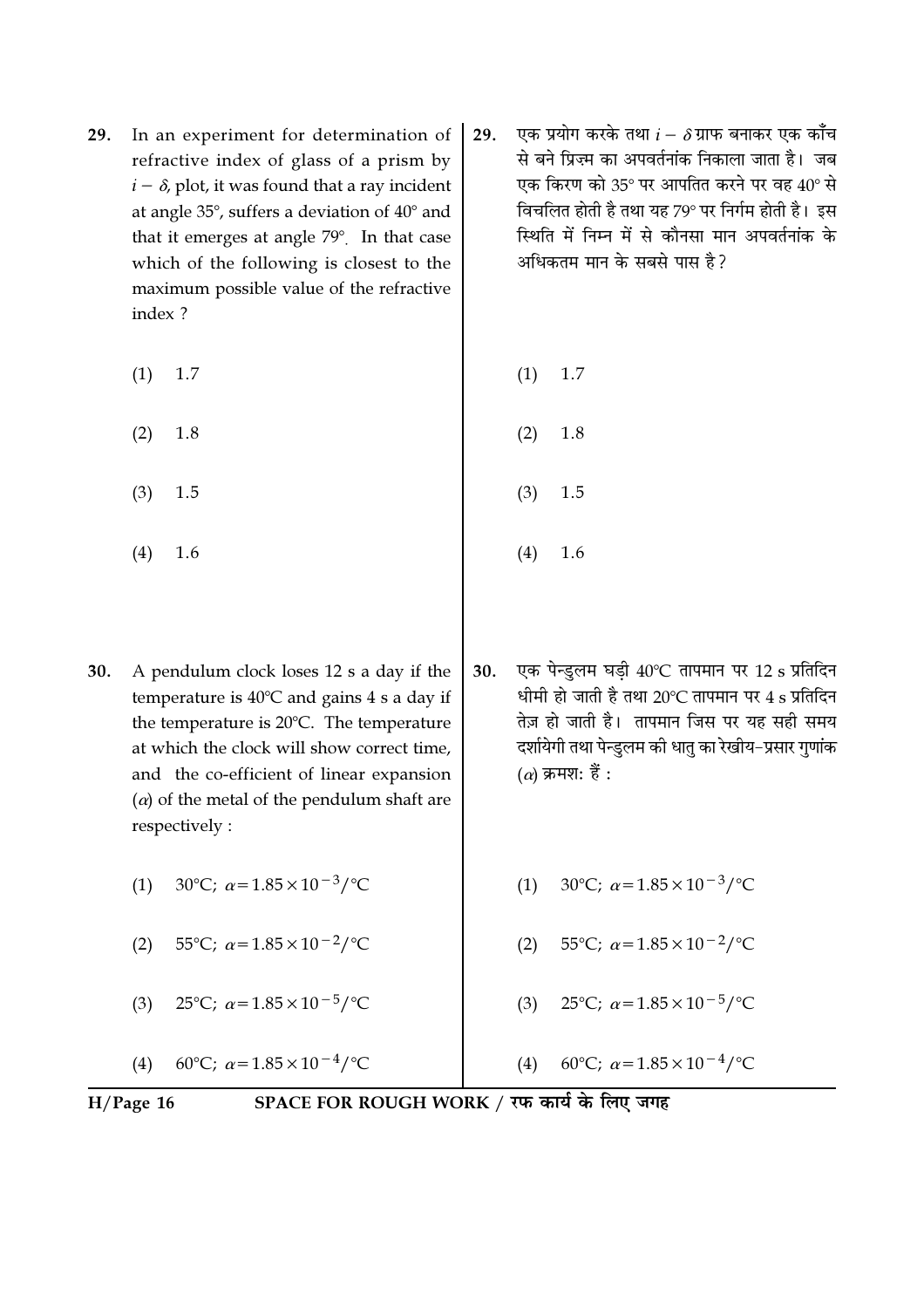29. In an experiment for determination of refractive index of glass of a prism by $i - \delta$, plot, it was found that a ray incident at angle 35°, suffers a deviation of 40° and that it emerges at angle 79°. In that case which of the following is closest to the maximum possible value of the refractive index ?

(1) 1.7

(2) 1.8

(3) 1.5

(4) 1.6

29. एक प्रयोग करके तथा $i - \delta$ ग्राफ बनाकर एक काँच से बने प्रिज़्म का अपवर्तनांक निकाला जाता है। जब एक किरण को 35° पर आपतित करने पर वह 40° से विचलित होती है तथा यह 79° पर निर्गम होती है। इस स्थिति में निम्न में से कौनसा मान अपवर्तनांक के अधिकतम मान के सबसे पास है ?

(1) 1.7

(2) 1.8

(3) 1.5

(4) 1.6

30. A pendulum clock loses 12 s a day if the temperature is 40°C and gains 4 s a day if the temperature is 20°C. The temperature at which the clock will show correct time, and the co-efficient of linear expansion ($\alpha$) of the metal of the pendulum shaft are respectively :

(1) 30°C; $\alpha = 1.85 \times 10^{-3}/°C$

(2) 55°C; $\alpha = 1.85 \times 10^{-2}/°C$

(3) 25°C; $\alpha = 1.85 \times 10^{-5}/°C$

(4) 60°C; $\alpha = 1.85 \times 10^{-4}/°C$

30. एक पेन्डुलम घड़ी 40°C तापमान पर 12 s प्रतिदिन धीमी हो जाती है तथा 20°C तापमान पर 4 s प्रतिदिन तेज़ हो जाती है। तापमान जिस पर यह सही समय दर्शायेगी तथा पेन्डुलम की धातु का रेखीय-प्रसार गुणांक ($\alpha$) क्रमशः हैं :

(1) 30°C; $\alpha = 1.85 \times 10^{-3}/°C$

(2) 55°C; $\alpha = 1.85 \times 10^{-2}/°C$

(3) 25°C; $\alpha = 1.85 \times 10^{-5}/°C$

(4) 60°C; $\alpha = 1.85 \times 10^{-4}/°C$

SPACE FOR ROUGH WORK / रफ कार्य के लिए जगह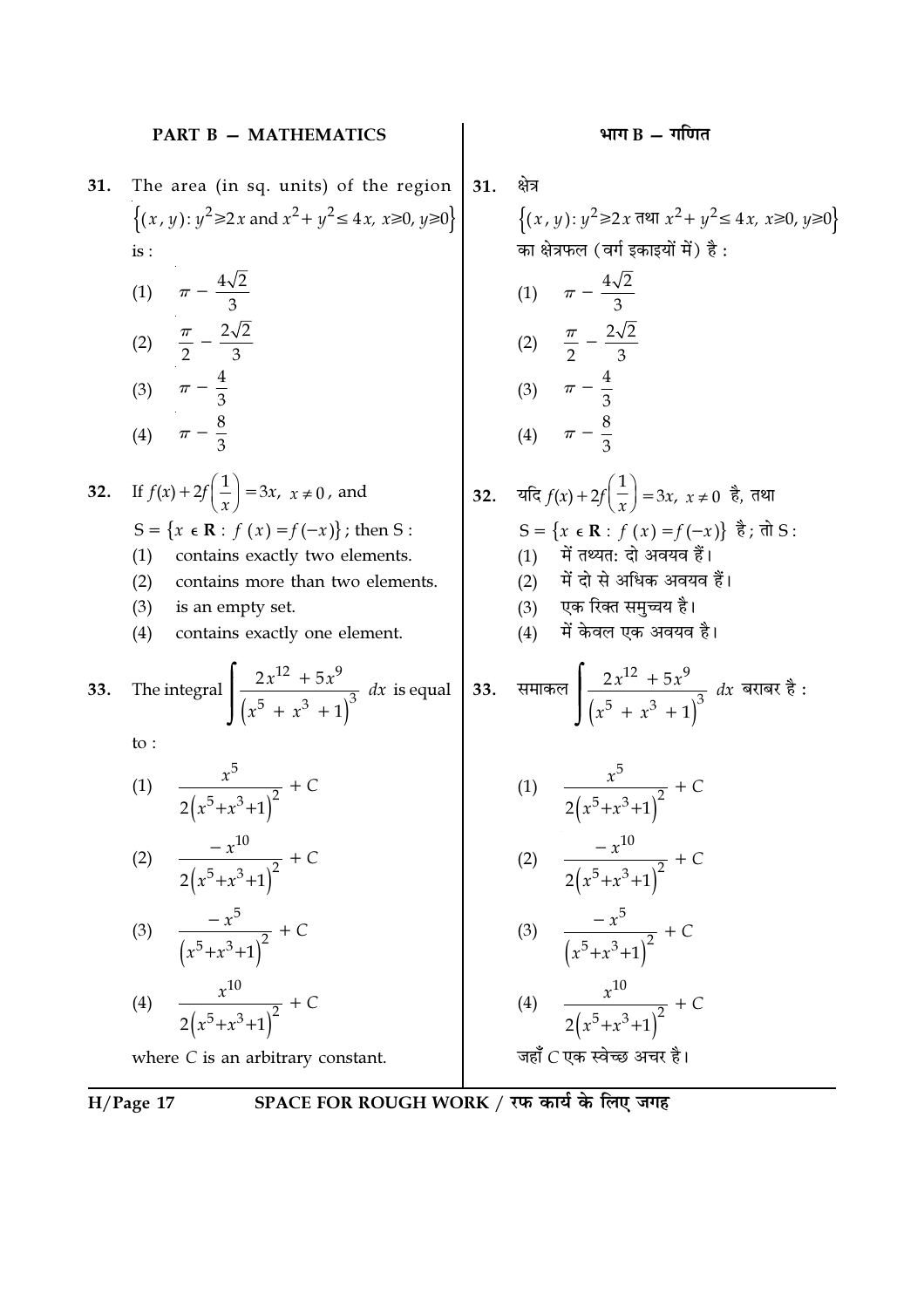## PART B – MATHEMATICS

**31.** The area (in sq. units) of the region $\{(x, y): y^2 \geq 2x \text{ and } x^2 + y^2 \leq 4x,\ x \geq 0,\ y \geq 0\}$ is :

(1) $\pi - \dfrac{4\sqrt{2}}{3}$

(2) $\dfrac{\pi}{2} - \dfrac{2\sqrt{2}}{3}$

(3) $\pi - \dfrac{4}{3}$

(4) $\pi - \dfrac{8}{3}$

**32.** If $f(x) + 2f\left(\dfrac{1}{x}\right) = 3x,\ x \neq 0$, and $S = \{x \in \mathbf{R} : f(x) = f(-x)\}$; then S :

(1) contains exactly two elements.

(2) contains more than two elements.

(3) is an empty set.

(4) contains exactly one element.

**33.** The integral $\displaystyle\int \frac{2x^{12} + 5x^9}{\left(x^5 + x^3 + 1\right)^3}\, dx$ is equal to :

(1) $\dfrac{x^5}{2\left(x^5+x^3+1\right)^2} + C$

(2) $\dfrac{-x^{10}}{2\left(x^5+x^3+1\right)^2} + C$

(3) $\dfrac{-x^5}{\left(x^5+x^3+1\right)^2} + C$

(4) $\dfrac{x^{10}}{2\left(x^5+x^3+1\right)^2} + C$

where $C$ is an arbitrary constant.

## भाग B – गणित

**31.** क्षेत्र $\{(x, y): y^2 \geq 2x \text{ तथा } x^2 + y^2 \leq 4x,\ x \geq 0,\ y \geq 0\}$ का क्षेत्रफल (वर्ग इकाइयों में) है :

(1) $\pi - \dfrac{4\sqrt{2}}{3}$

(2) $\dfrac{\pi}{2} - \dfrac{2\sqrt{2}}{3}$

(3) $\pi - \dfrac{4}{3}$

(4) $\pi - \dfrac{8}{3}$

**32.** यदि $f(x) + 2f\left(\dfrac{1}{x}\right) = 3x,\ x \neq 0$ है, तथा $S = \{x \in \mathbf{R} : f(x) = f(-x)\}$ है; तो S :

(1) में तथ्यत: दो अवयव हैं।

(2) में दो से अधिक अवयव हैं।

(3) एक रिक्त समुच्चय है।

(4) में केवल एक अवयव है।

**33.** समाकल $\displaystyle\int \frac{2x^{12} + 5x^9}{\left(x^5 + x^3 + 1\right)^3}\, dx$ बराबर है :

(1) $\dfrac{x^5}{2\left(x^5+x^3+1\right)^2} + C$

(2) $\dfrac{-x^{10}}{2\left(x^5+x^3+1\right)^2} + C$

(3) $\dfrac{-x^5}{\left(x^5+x^3+1\right)^2} + C$

(4) $\dfrac{x^{10}}{2\left(x^5+x^3+1\right)^2} + C$

जहाँ $C$ एक स्वेच्छ अचर है।

SPACE FOR ROUGH WORK / रफ कार्य के लिए जगह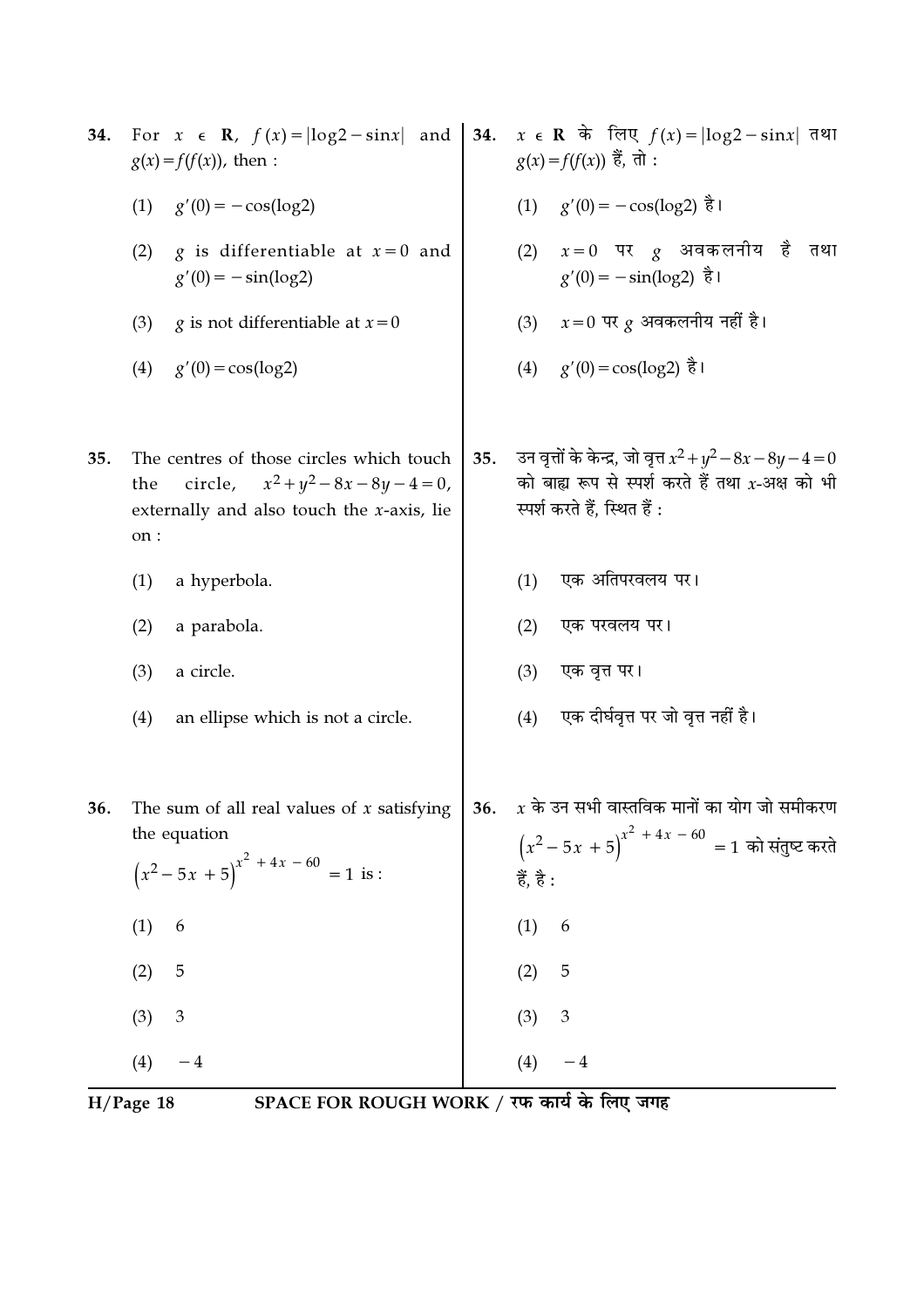34. For $x \in \mathbf{R}$, $f(x) = |\log 2 - \sin x|$ and $g(x) = f(f(x))$, then :

(1) $g'(0) = -\cos(\log 2)$

(2) $g$ is differentiable at $x = 0$ and $g'(0) = -\sin(\log 2)$

(3) $g$ is not differentiable at $x = 0$

(4) $g'(0) = \cos(\log 2)$

34. $x \in \mathbf{R}$ के लिए $f(x) = |\log 2 - \sin x|$ तथा $g(x) = f(f(x))$ हैं, तो :

(1) $g'(0) = -\cos(\log 2)$ है।

(2) $x = 0$ पर $g$ अवकलनीय है तथा $g'(0) = -\sin(\log 2)$ है।

(3) $x = 0$ पर $g$ अवकलनीय नहीं है।

(4) $g'(0) = \cos(\log 2)$ है।

35. The centres of those circles which touch the circle, $x^2 + y^2 - 8x - 8y - 4 = 0$, externally and also touch the $x$-axis, lie on :

(1) a hyperbola.

(2) a parabola.

(3) a circle.

(4) an ellipse which is not a circle.

35. उन वृत्तों के केन्द्र, जो वृत्त $x^2 + y^2 - 8x - 8y - 4 = 0$ को बाह्य रूप से स्पर्श करते हैं तथा $x$-अक्ष को भी स्पर्श करते हैं, स्थित हैं :

(1) एक अतिपरवलय पर।

(2) एक परवलय पर।

(3) एक वृत्त पर।

(4) एक दीर्घवृत्त पर जो वृत्त नहीं है।

36. The sum of all real values of $x$ satisfying the equation $\left(x^2 - 5x + 5\right)^{x^2 + 4x - 60} = 1$ is :

(1) 6

(2) 5

(3) 3

(4) $-4$

36. $x$ के उन सभी वास्तविक मानों का योग जो समीकरण $\left(x^2 - 5x + 5\right)^{x^2 + 4x - 60} = 1$ को संतुष्ट करते हैं, है :

(1) 6

(2) 5

(3) 3

(4) $-4$

SPACE FOR ROUGH WORK / रफ कार्य के लिए जगह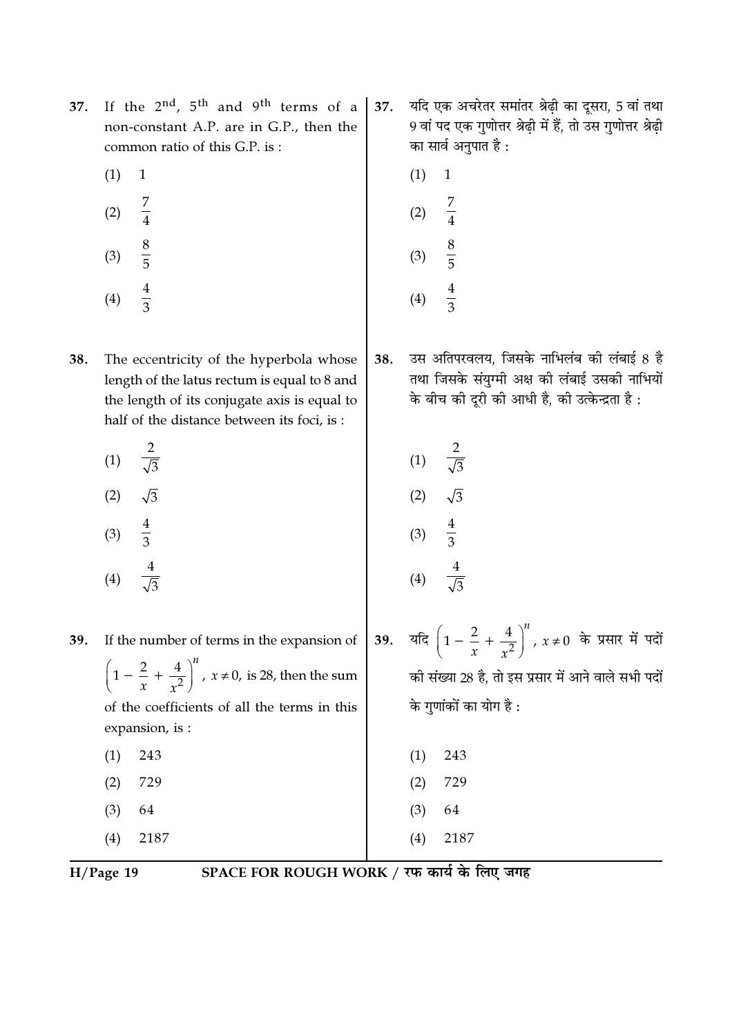37. If the $2^{nd}$, $5^{th}$ and $9^{th}$ terms of a non-constant A.P. are in G.P., then the common ratio of this G.P. is :

(1) 1

(2) $\frac{7}{4}$

(3) $\frac{8}{5}$

(4) $\frac{4}{3}$

37. यदि एक अचरेतर समांतर श्रेढ़ी का दूसरा, 5 वां तथा 9 वां पद एक गुणोत्तर श्रेढ़ी में हैं, तो उस गुणोत्तर श्रेढ़ी का सार्व अनुपात है :

(1) 1

(2) $\frac{7}{4}$

(3) $\frac{8}{5}$

(4) $\frac{4}{3}$

38. The eccentricity of the hyperbola whose length of the latus rectum is equal to 8 and the length of its conjugate axis is equal to half of the distance between its foci, is :

(1) $\frac{2}{\sqrt{3}}$

(2) $\sqrt{3}$

(3) $\frac{4}{3}$

(4) $\frac{4}{\sqrt{3}}$

38. उस अतिपरवलय, जिसके नाभिलंब की लंबाई 8 है तथा जिसके संयुग्मी अक्ष की लंबाई उसकी नाभियों के बीच की दूरी की आधी है, की उत्केन्द्रता है :

(1) $\frac{2}{\sqrt{3}}$

(2) $\sqrt{3}$

(3) $\frac{4}{3}$

(4) $\frac{4}{\sqrt{3}}$

39. If the number of terms in the expansion of $\left(1 - \frac{2}{x} + \frac{4}{x^2}\right)^n$, $x \neq 0$, is 28, then the sum of the coefficients of all the terms in this expansion, is :

(1) 243

(2) 729

(3) 64

(4) 2187

39. यदि $\left(1 - \frac{2}{x} + \frac{4}{x^2}\right)^n$, $x \neq 0$ के प्रसार में पदों की संख्या 28 है, तो इस प्रसार में आने वाले सभी पदों के गुणांकों का योग है :

(1) 243

(2) 729

(3) 64

(4) 2187

SPACE FOR ROUGH WORK / रफ कार्य के लिए जगह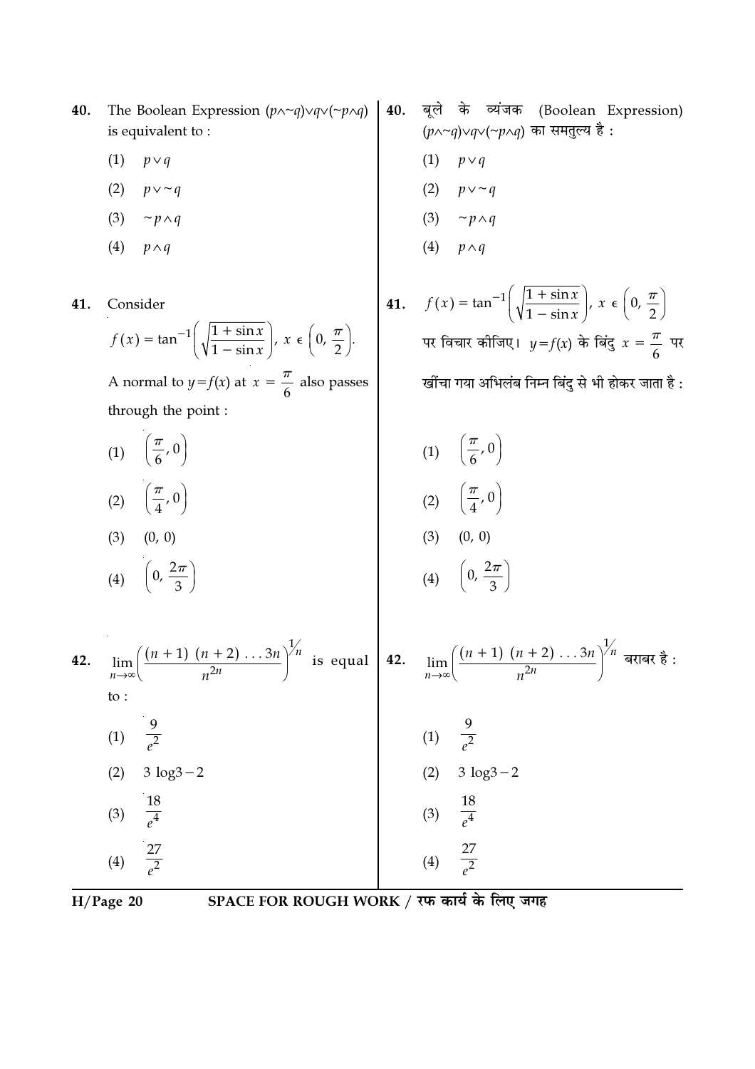40. The Boolean Expression $(p \wedge \sim q) \vee q \vee (\sim p \wedge q)$ is equivalent to :

(1) $p \vee q$

(2) $p \vee \sim q$

(3) $\sim p \wedge q$

(4) $p \wedge q$

41. Consider

$f(x) = \tan^{-1}\left(\sqrt{\frac{1 + \sin x}{1 - \sin x}}\right),\ x \in \left(0, \frac{\pi}{2}\right).$

A normal to $y = f(x)$ at $x = \frac{\pi}{6}$ also passes through the point :

(1) $\left(\frac{\pi}{6}, 0\right)$

(2) $\left(\frac{\pi}{4}, 0\right)$

(3) $(0, 0)$

(4) $\left(0, \frac{2\pi}{3}\right)$

42. $\lim\limits_{n \to \infty}\left(\frac{(n+1)\ (n+2) \ldots 3n}{n^{2n}}\right)^{1/n}$ is equal to :

(1) $\frac{9}{e^2}$

(2) $3 \log 3 - 2$

(3) $\frac{18}{e^4}$

(4) $\frac{27}{e^2}$

40. बूले के व्यंजक (Boolean Expression) $(p \wedge \sim q) \vee q \vee (\sim p \wedge q)$ का समतुल्य है :

(1) $p \vee q$

(2) $p \vee \sim q$

(3) $\sim p \wedge q$

(4) $p \wedge q$

41. $f(x) = \tan^{-1}\left(\sqrt{\frac{1 + \sin x}{1 - \sin x}}\right),\ x \in \left(0, \frac{\pi}{2}\right)$ पर विचार कीजिए। $y = f(x)$ के बिंदु $x = \frac{\pi}{6}$ पर खींचा गया अभिलंब निम्न बिंदु से भी होकर जाता है :

(1) $\left(\frac{\pi}{6}, 0\right)$

(2) $\left(\frac{\pi}{4}, 0\right)$

(3) $(0, 0)$

(4) $\left(0, \frac{2\pi}{3}\right)$

42. $\lim\limits_{n \to \infty}\left(\frac{(n+1)\ (n+2) \ldots 3n}{n^{2n}}\right)^{1/n}$ बराबर है :

(1) $\frac{9}{e^2}$

(2) $3 \log 3 - 2$

(3) $\frac{18}{e^4}$

(4) $\frac{27}{e^2}$

SPACE FOR ROUGH WORK / रफ कार्य के लिए जगह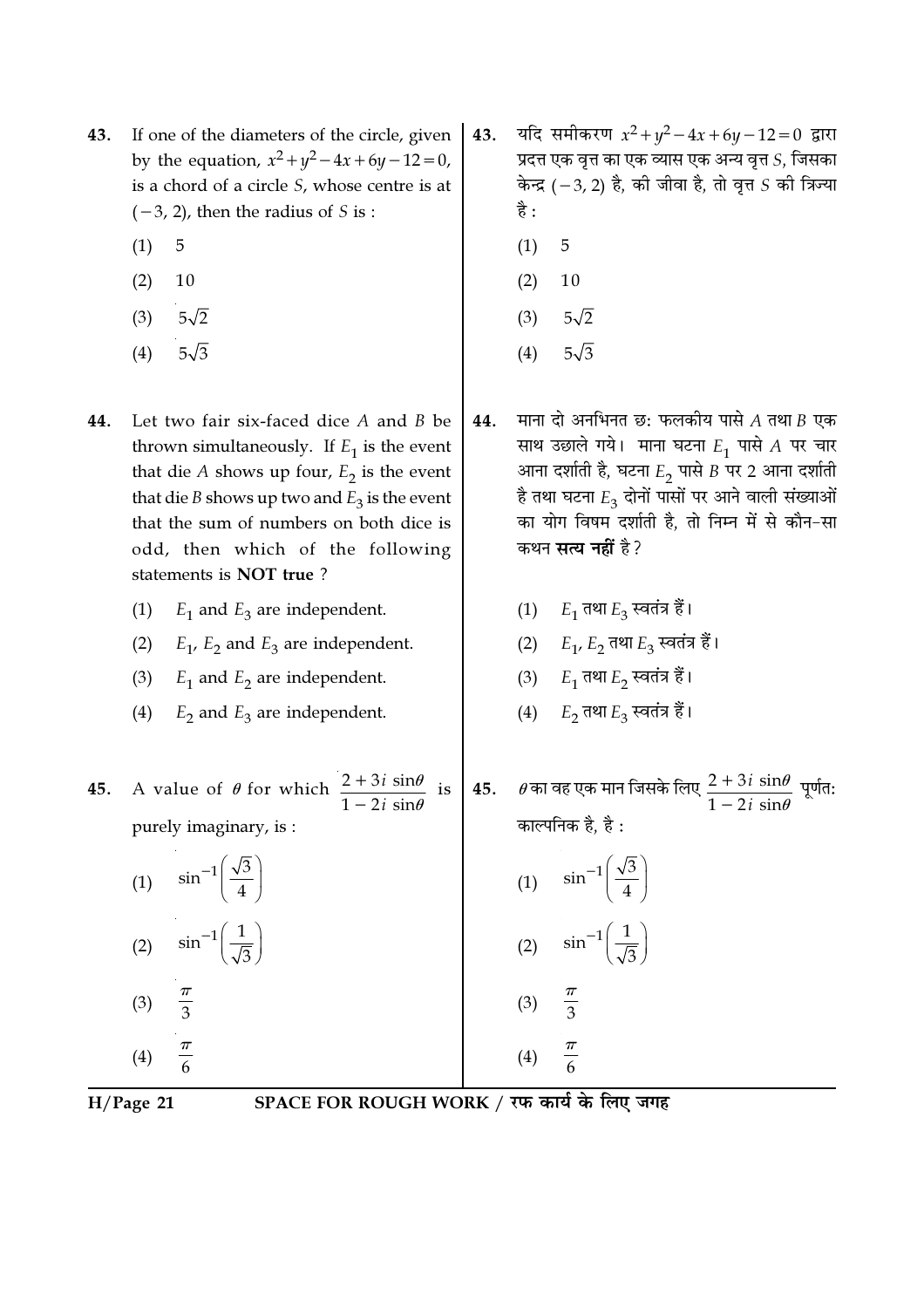43. If one of the diameters of the circle, given by the equation, $x^2+y^2-4x+6y-12=0$, is a chord of a circle $S$, whose centre is at $(-3, 2)$, then the radius of $S$ is :

(1) 5

(2) 10

(3) $5\sqrt{2}$

(4) $5\sqrt{3}$

43. यदि समीकरण $x^2+y^2-4x+6y-12=0$ द्वारा प्रदत्त एक वृत्त का एक व्यास एक अन्य वृत्त $S$, जिसका केन्द्र $(-3, 2)$ है, की जीवा है, तो वृत्त $S$ की त्रिज्या है :

(1) 5

(2) 10

(3) $5\sqrt{2}$

(4) $5\sqrt{3}$

44. Let two fair six-faced dice $A$ and $B$ be thrown simultaneously. If $E_1$ is the event that die $A$ shows up four, $E_2$ is the event that die $B$ shows up two and $E_3$ is the event that the sum of numbers on both dice is odd, then which of the following statements is **NOT true** ?

(1) $E_1$ and $E_3$ are independent.

(2) $E_1$, $E_2$ and $E_3$ are independent.

(3) $E_1$ and $E_2$ are independent.

(4) $E_2$ and $E_3$ are independent.

44. माना दो अनभिनत छः फलकीय पासे $A$ तथा $B$ एक साथ उछाले गये। माना घटना $E_1$ पासे $A$ पर चार आना दर्शाती है, घटना $E_2$ पासे $B$ पर 2 आना दर्शाती है तथा घटना $E_3$ दोनों पासों पर आने वाली संख्याओं का योग विषम दर्शाती है, तो निम्न में से कौन-सा कथन **सत्य नहीं** है ?

(1) $E_1$ तथा $E_3$ स्वतंत्र हैं।

(2) $E_1$, $E_2$ तथा $E_3$ स्वतंत्र हैं।

(3) $E_1$ तथा $E_2$ स्वतंत्र हैं।

(4) $E_2$ तथा $E_3$ स्वतंत्र हैं।

45. A value of $\theta$ for which $\dfrac{2+3i\sin\theta}{1-2i\sin\theta}$ is purely imaginary, is :

(1) $\sin^{-1}\left(\dfrac{\sqrt{3}}{4}\right)$

(2) $\sin^{-1}\left(\dfrac{1}{\sqrt{3}}\right)$

(3) $\dfrac{\pi}{3}$

(4) $\dfrac{\pi}{6}$

45. $\theta$ का वह एक मान जिसके लिए $\dfrac{2+3i\sin\theta}{1-2i\sin\theta}$ पूर्णतः काल्पनिक है, है :

(1) $\sin^{-1}\left(\dfrac{\sqrt{3}}{4}\right)$

(2) $\sin^{-1}\left(\dfrac{1}{\sqrt{3}}\right)$

(3) $\dfrac{\pi}{3}$

(4) $\dfrac{\pi}{6}$

SPACE FOR ROUGH WORK / रफ कार्य के लिए जगह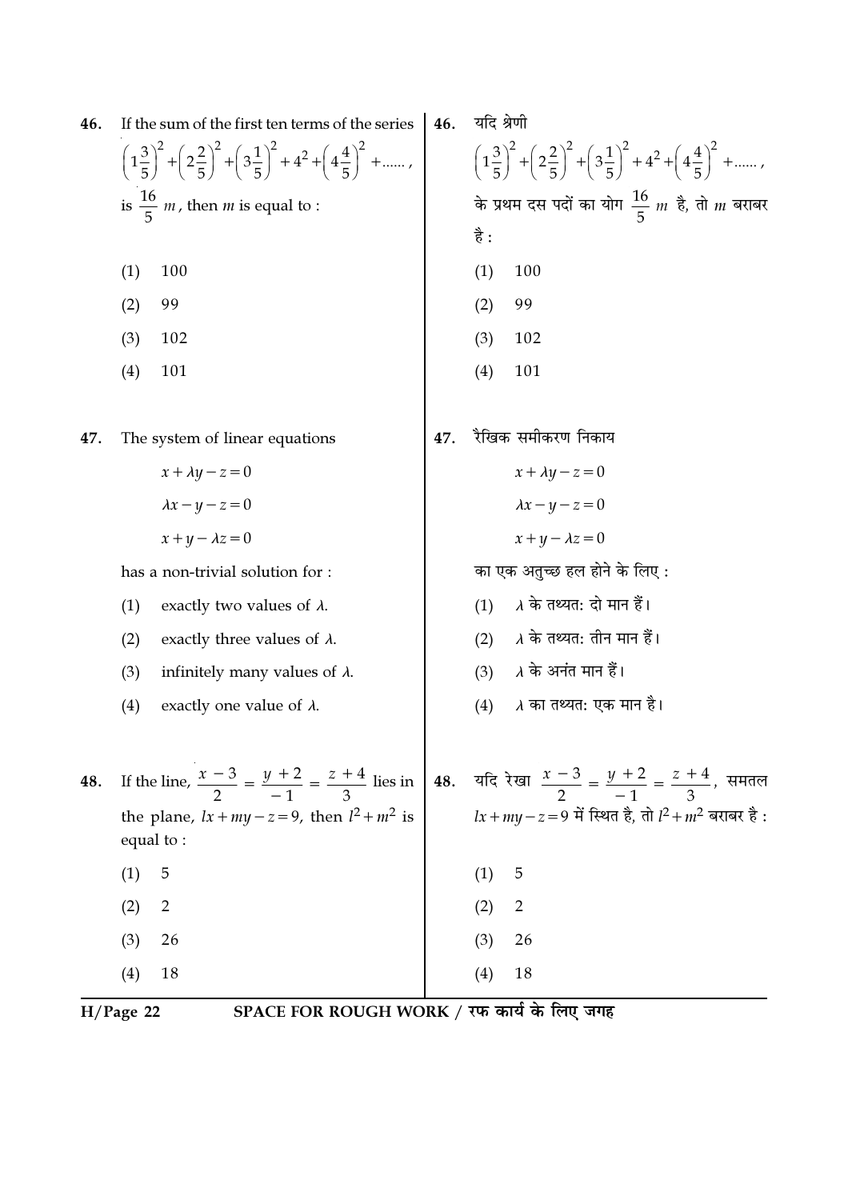46. If the sum of the first ten terms of the series $\left(1\frac{3}{5}\right)^2 + \left(2\frac{2}{5}\right)^2 + \left(3\frac{1}{5}\right)^2 + 4^2 + \left(4\frac{4}{5}\right)^2 + ......$, is $\frac{16}{5}m$, then $m$ is equal to :

(1) 100

(2) 99

(3) 102

(4) 101

46. यदि श्रेणी $\left(1\frac{3}{5}\right)^2 + \left(2\frac{2}{5}\right)^2 + \left(3\frac{1}{5}\right)^2 + 4^2 + \left(4\frac{4}{5}\right)^2 + ......$, के प्रथम दस पदों का योग $\frac{16}{5}m$ है, तो $m$ बराबर है :

(1) 100

(2) 99

(3) 102

(4) 101

47. The system of linear equations

$$x + \lambda y - z = 0$$
$$\lambda x - y - z = 0$$
$$x + y - \lambda z = 0$$

has a non-trivial solution for :

(1) exactly two values of $\lambda$.

(2) exactly three values of $\lambda$.

(3) infinitely many values of $\lambda$.

(4) exactly one value of $\lambda$.

47. रैखिक समीकरण निकाय

$$x + \lambda y - z = 0$$
$$\lambda x - y - z = 0$$
$$x + y - \lambda z = 0$$

का एक अतुच्छ हल होने के लिए :

(1) $\lambda$ के तथ्यत: दो मान हैं।

(2) $\lambda$ के तथ्यत: तीन मान हैं।

(3) $\lambda$ के अनंत मान हैं।

(4) $\lambda$ का तथ्यत: एक मान है।

48. If the line, $\frac{x-3}{2} = \frac{y+2}{-1} = \frac{z+4}{3}$ lies in the plane, $lx + my - z = 9$, then $l^2 + m^2$ is equal to :

(1) 5

(2) 2

(3) 26

(4) 18

48. यदि रेखा $\frac{x-3}{2} = \frac{y+2}{-1} = \frac{z+4}{3}$, समतल $lx + my - z = 9$ में स्थित है, तो $l^2 + m^2$ बराबर है :

(1) 5

(2) 2

(3) 26

(4) 18

SPACE FOR ROUGH WORK / रफ कार्य के लिए जगह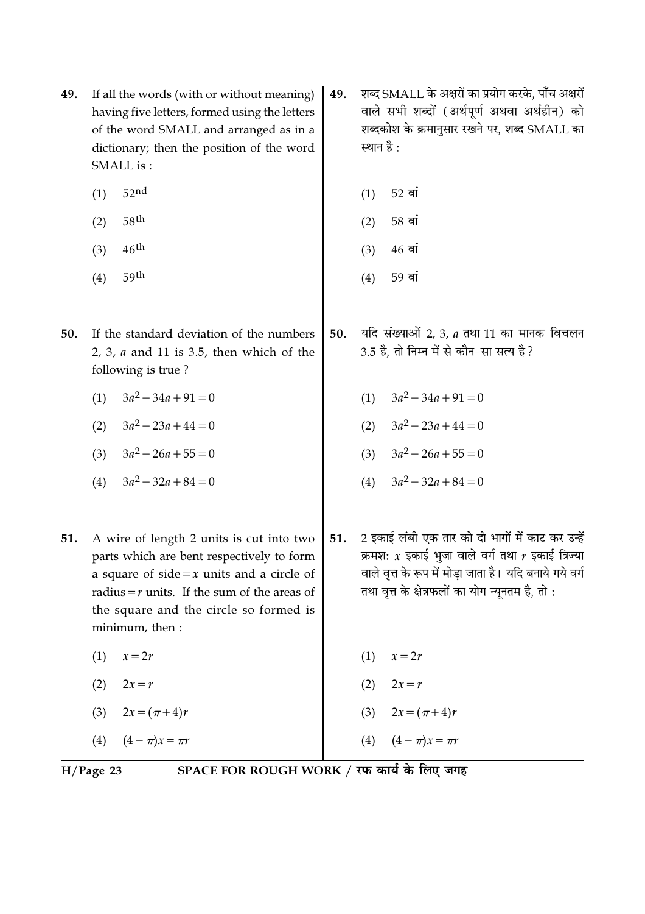49. If all the words (with or without meaning) having five letters, formed using the letters of the word SMALL and arranged as in a dictionary; then the position of the word SMALL is :

(1) $52^{nd}$

(2) $58^{th}$

(3) $46^{th}$

(4) $59^{th}$

49. शब्द SMALL के अक्षरों का प्रयोग करके, पाँच अक्षरों वाले सभी शब्दों (अर्थपूर्ण अथवा अर्थहीन) को शब्दकोश के क्रमानुसार रखने पर, शब्द SMALL का स्थान है :

(1) 52 वां

(2) 58 वां

(3) 46 वां

(4) 59 वां

50. If the standard deviation of the numbers 2, 3, $a$ and 11 is 3.5, then which of the following is true ?

(1) $3a^2 - 34a + 91 = 0$

(2) $3a^2 - 23a + 44 = 0$

(3) $3a^2 - 26a + 55 = 0$

(4) $3a^2 - 32a + 84 = 0$

50. यदि संख्याओं 2, 3, $a$ तथा 11 का मानक विचलन 3.5 है, तो निम्न में से कौन-सा सत्य है ?

(1) $3a^2 - 34a + 91 = 0$

(2) $3a^2 - 23a + 44 = 0$

(3) $3a^2 - 26a + 55 = 0$

(4) $3a^2 - 32a + 84 = 0$

51. A wire of length 2 units is cut into two parts which are bent respectively to form a square of side $= x$ units and a circle of radius $= r$ units. If the sum of the areas of the square and the circle so formed is minimum, then :

(1) $x = 2r$

(2) $2x = r$

(3) $2x = (\pi + 4)r$

(4) $(4 - \pi)x = \pi r$

51. 2 इकाई लंबी एक तार को दो भागों में काट कर उन्हें क्रमश: $x$ इकाई भुजा वाले वर्ग तथा $r$ इकाई त्रिज्या वाले वृत्त के रूप में मोड़ा जाता है। यदि बनाये गये वर्ग तथा वृत्त के क्षेत्रफलों का योग न्यूनतम है, तो :

(1) $x = 2r$

(2) $2x = r$

(3) $2x = (\pi + 4)r$

(4) $(4 - \pi)x = \pi r$

SPACE FOR ROUGH WORK / रफ कार्य के लिए जगह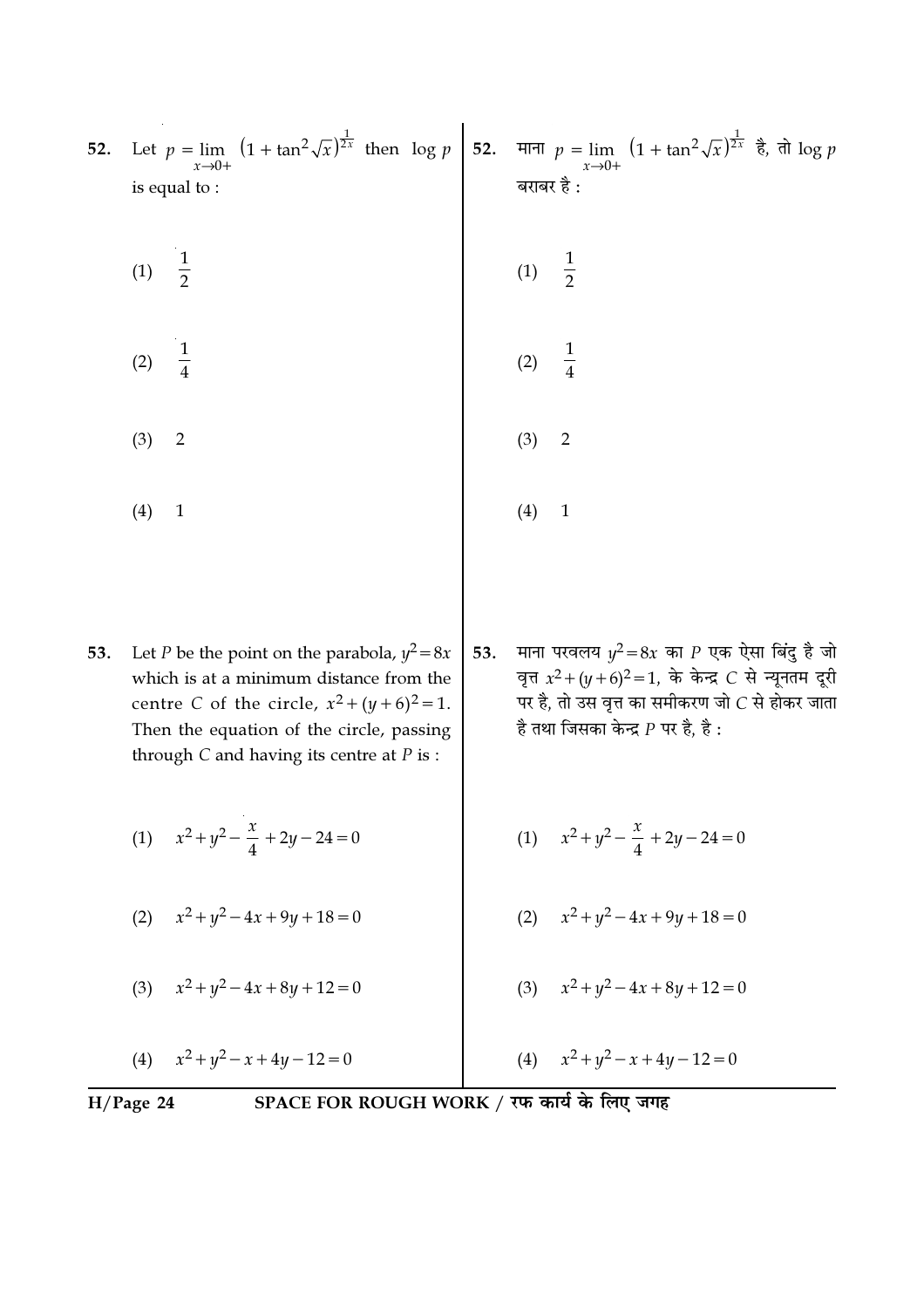52. Let $p = \lim_{x \to 0+} \left(1 + \tan^2 \sqrt{x}\right)^{\frac{1}{2x}}$ then $\log p$ is equal to :

(1) $\frac{1}{2}$

(2) $\frac{1}{4}$

(3) $2$

(4) $1$

52. माना $p = \lim_{x \to 0+} \left(1 + \tan^2 \sqrt{x}\right)^{\frac{1}{2x}}$ है, तो $\log p$ बराबर है :

(1) $\frac{1}{2}$

(2) $\frac{1}{4}$

(3) $2$

(4) $1$

53. Let $P$ be the point on the parabola, $y^2 = 8x$ which is at a minimum distance from the centre $C$ of the circle, $x^2 + (y+6)^2 = 1$. Then the equation of the circle, passing through $C$ and having its centre at $P$ is :

(1) $x^2 + y^2 - \frac{x}{4} + 2y - 24 = 0$

(2) $x^2 + y^2 - 4x + 9y + 18 = 0$

(3) $x^2 + y^2 - 4x + 8y + 12 = 0$

(4) $x^2 + y^2 - x + 4y - 12 = 0$

53. माना परवलय $y^2 = 8x$ का $P$ एक ऐसा बिंदु है जो वृत्त $x^2 + (y+6)^2 = 1$, के केन्द्र $C$ से न्यूनतम दूरी पर है, तो उस वृत्त का समीकरण जो $C$ से होकर जाता है तथा जिसका केन्द्र $P$ पर है, है :

(1) $x^2 + y^2 - \frac{x}{4} + 2y - 24 = 0$

(2) $x^2 + y^2 - 4x + 9y + 18 = 0$

(3) $x^2 + y^2 - 4x + 8y + 12 = 0$

(4) $x^2 + y^2 - x + 4y - 12 = 0$

SPACE FOR ROUGH WORK / रफ कार्य के लिए जगह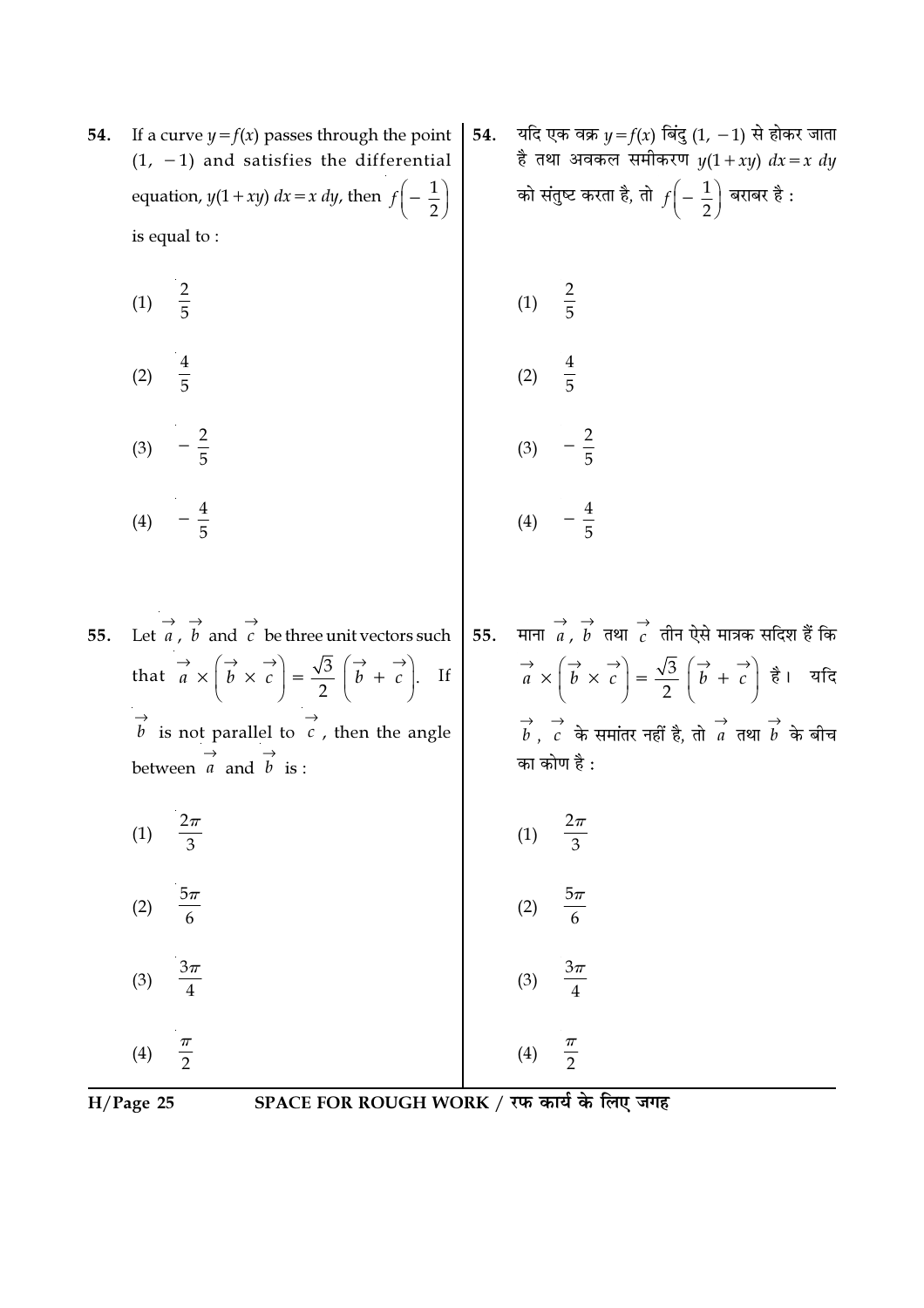**54.** If a curve $y = f(x)$ passes through the point $(1, -1)$ and satisfies the differential equation, $y(1 + xy)\, dx = x\, dy$, then $f\left(-\frac{1}{2}\right)$ is equal to :

(1) $\frac{2}{5}$

(2) $\frac{4}{5}$

(3) $-\frac{2}{5}$

(4) $-\frac{4}{5}$

**54.** यदि एक वक्र $y = f(x)$ बिंदु $(1, -1)$ से होकर जाता है तथा अवकल समीकरण $y(1 + xy)\, dx = x\, dy$ को संतुष्ट करता है, तो $f\left(-\frac{1}{2}\right)$ बराबर है :

(1) $\frac{2}{5}$

(2) $\frac{4}{5}$

(3) $-\frac{2}{5}$

(4) $-\frac{4}{5}$

**55.** Let $\vec{a}$, $\vec{b}$ and $\vec{c}$ be three unit vectors such that $\vec{a} \times \left(\vec{b} \times \vec{c}\right) = \frac{\sqrt{3}}{2}\left(\vec{b} + \vec{c}\right)$. If $\vec{b}$ is not parallel to $\vec{c}$, then the angle between $\vec{a}$ and $\vec{b}$ is :

(1) $\frac{2\pi}{3}$

(2) $\frac{5\pi}{6}$

(3) $\frac{3\pi}{4}$

(4) $\frac{\pi}{2}$

**55.** माना $\vec{a}$, $\vec{b}$ तथा $\vec{c}$ तीन ऐसे मात्रक सदिश हैं कि $\vec{a} \times \left(\vec{b} \times \vec{c}\right) = \frac{\sqrt{3}}{2}\left(\vec{b} + \vec{c}\right)$ है। यदि $\vec{b}$, $\vec{c}$ के समांतर नहीं है, तो $\vec{a}$ तथा $\vec{b}$ के बीच का कोण है :

(1) $\frac{2\pi}{3}$

(2) $\frac{5\pi}{6}$

(3) $\frac{3\pi}{4}$

(4) $\frac{\pi}{2}$

SPACE FOR ROUGH WORK / रफ कार्य के लिए जगह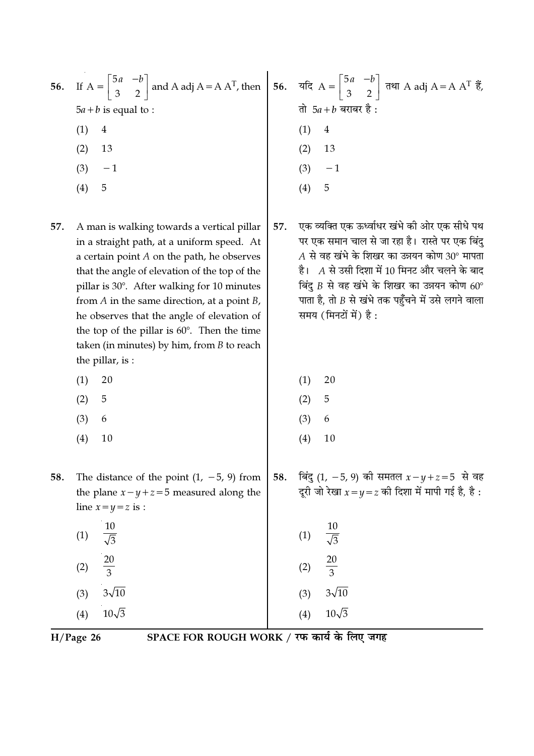56. If $A = \begin{bmatrix} 5a & -b \\ 3 & 2 \end{bmatrix}$ and $A \text{ adj } A = A A^T$, then $5a + b$ is equal to :

(1) 4

(2) 13

(3) $-1$

(4) 5

56. यदि $A = \begin{bmatrix} 5a & -b \\ 3 & 2 \end{bmatrix}$ तथा $A \text{ adj } A = A A^T$ हैं, तो $5a + b$ बराबर है :

(1) 4

(2) 13

(3) $-1$

(4) 5

57. A man is walking towards a vertical pillar in a straight path, at a uniform speed. At a certain point $A$ on the path, he observes that the angle of elevation of the top of the pillar is 30°. After walking for 10 minutes from $A$ in the same direction, at a point $B$, he observes that the angle of elevation of the top of the pillar is 60°. Then the time taken (in minutes) by him, from $B$ to reach the pillar, is :

(1) 20

(2) 5

(3) 6

(4) 10

57. एक व्यक्ति एक ऊर्ध्वाधर खंभे की ओर एक सीधे पथ पर एक समान चाल से जा रहा है। रास्ते पर एक बिंदु $A$ से वह खंभे के शिखर का उन्नयन कोण 30° मापता है। $A$ से उसी दिशा में 10 मिनट और चलने के बाद बिंदु $B$ से वह खंभे के शिखर का उन्नयन कोण 60° पाता है, तो $B$ से खंभे तक पहुँचने में उसे लगने वाला समय (मिनटों में) है :

(1) 20

(2) 5

(3) 6

(4) 10

58. The distance of the point $(1, -5, 9)$ from the plane $x - y + z = 5$ measured along the line $x = y = z$ is :

(1) $\frac{10}{\sqrt{3}}$

(2) $\frac{20}{3}$

(3) $3\sqrt{10}$

(4) $10\sqrt{3}$

58. बिंदु $(1, -5, 9)$ की समतल $x - y + z = 5$ से वह दूरी जो रेखा $x = y = z$ की दिशा में मापी गई है, है :

(1) $\frac{10}{\sqrt{3}}$

(2) $\frac{20}{3}$

(3) $3\sqrt{10}$

(4) $10\sqrt{3}$

SPACE FOR ROUGH WORK / रफ कार्य के लिए जगह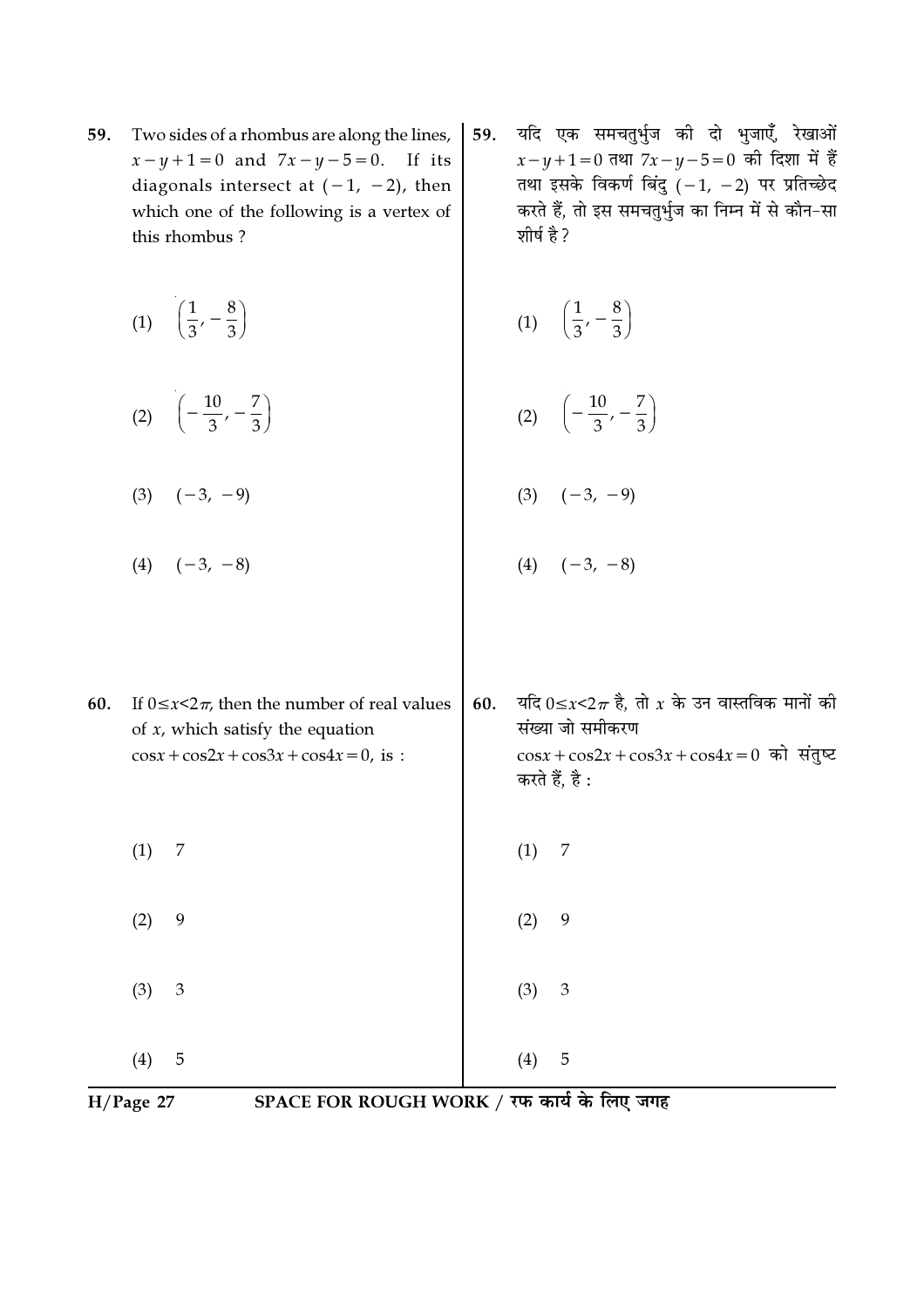59. Two sides of a rhombus are along the lines, $x-y+1=0$ and $7x-y-5=0$. If its diagonals intersect at $(-1, -2)$, then which one of the following is a vertex of this rhombus ?

(1) $\left(\frac{1}{3}, -\frac{8}{3}\right)$

(2) $\left(-\frac{10}{3}, -\frac{7}{3}\right)$

(3) $(-3, -9)$

(4) $(-3, -8)$

59. यदि एक समचतुर्भुज की दो भुजाएँ, रेखाओं $x-y+1=0$ तथा $7x-y-5=0$ की दिशा में हैं तथा इसके विकर्ण बिंदु $(-1, -2)$ पर प्रतिच्छेद करते हैं, तो इस समचतुर्भुज का निम्न में से कौन-सा शीर्ष है ?

(1) $\left(\frac{1}{3}, -\frac{8}{3}\right)$

(2) $\left(-\frac{10}{3}, -\frac{7}{3}\right)$

(3) $(-3, -9)$

(4) $(-3, -8)$

60. If $0 \le x < 2\pi$, then the number of real values of $x$, which satisfy the equation $\cos x + \cos 2x + \cos 3x + \cos 4x = 0$, is :

(1) 7

(2) 9

(3) 3

(4) 5

60. यदि $0 \le x < 2\pi$ है, तो $x$ के उन वास्तविक मानों की संख्या जो समीकरण $\cos x + \cos 2x + \cos 3x + \cos 4x = 0$ को संतुष्ट करते हैं, है :

(1) 7

(2) 9

(3) 3

(4) 5

SPACE FOR ROUGH WORK / रफ कार्य के लिए जगह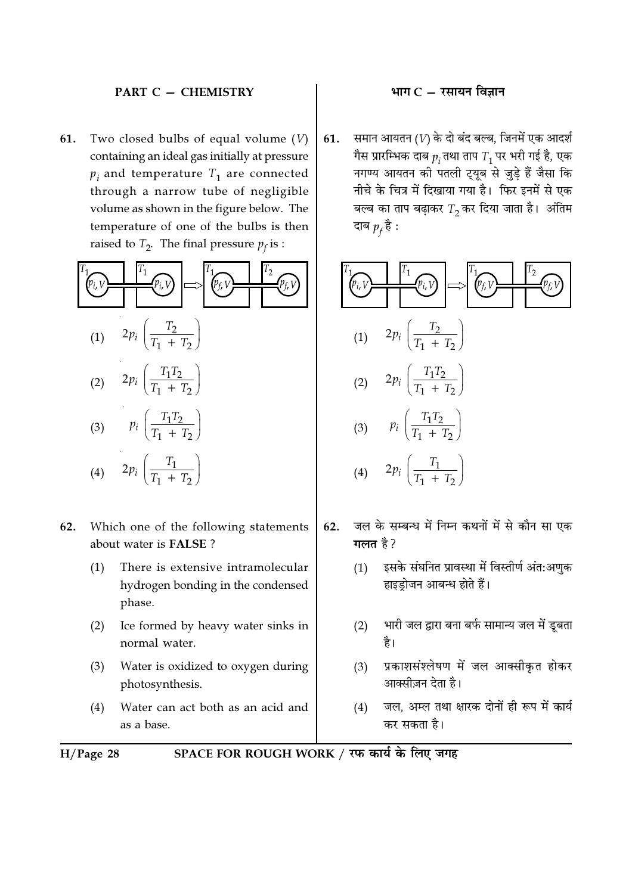## PART C — CHEMISTRY

**61.** Two closed bulbs of equal volume ($V$) containing an ideal gas initially at pressure $p_i$ and temperature $T_1$ are connected through a narrow tube of negligible volume as shown in the figure below. The temperature of one of the bulbs is then raised to $T_2$. The final pressure $p_f$ is :

$T_1$ ($p_i, V$) — $T_1$ ($p_i, V$) $\Rightarrow$ $T_1$ ($p_f, V$) — $T_2$ ($p_f, V$)

(1) $2p_i \left(\dfrac{T_2}{T_1 + T_2}\right)$

(2) $2p_i \left(\dfrac{T_1 T_2}{T_1 + T_2}\right)$

(3) $p_i \left(\dfrac{T_1 T_2}{T_1 + T_2}\right)$

(4) $2p_i \left(\dfrac{T_1}{T_1 + T_2}\right)$

**62.** Which one of the following statements about water is **FALSE** ?

(1) There is extensive intramolecular hydrogen bonding in the condensed phase.

(2) Ice formed by heavy water sinks in normal water.

(3) Water is oxidized to oxygen during photosynthesis.

(4) Water can act both as an acid and as a base.

## भाग C — रसायन विज्ञान

**61.** समान आयतन ($V$) के दो बंद बल्ब, जिनमें एक आदर्श गैस प्रारम्भिक दाब $p_i$ तथा ताप $T_1$ पर भरी गई है, एक नगण्य आयतन की पतली ट्यूब से जुड़े हैं जैसा कि नीचे के चित्र में दिखाया गया है। फिर इनमें से एक बल्ब का ताप बढ़ाकर $T_2$ कर दिया जाता है। अंतिम दाब $p_f$ है :

$T_1$ ($p_i, V$) — $T_1$ ($p_i, V$) $\Rightarrow$ $T_1$ ($p_f, V$) — $T_2$ ($p_f, V$)

(1) $2p_i \left(\dfrac{T_2}{T_1 + T_2}\right)$

(2) $2p_i \left(\dfrac{T_1 T_2}{T_1 + T_2}\right)$

(3) $p_i \left(\dfrac{T_1 T_2}{T_1 + T_2}\right)$

(4) $2p_i \left(\dfrac{T_1}{T_1 + T_2}\right)$

**62.** जल के सम्बन्ध में निम्न कथनों में से कौन सा एक **गलत** है?

(1) इसके संघनित प्रावस्था में विस्तीर्ण अंत:अणुक हाइड्रोजन आबन्ध होते हैं।

(2) भारी जल द्वारा बना बर्फ सामान्य जल में डूबता है।

(3) प्रकाशसंश्लेषण में जल आक्सीकृत होकर आक्सीज़न देता है।

(4) जल, अम्ल तथा क्षारक दोनों ही रूप में कार्य कर सकता है।

SPACE FOR ROUGH WORK / रफ कार्य के लिए जगह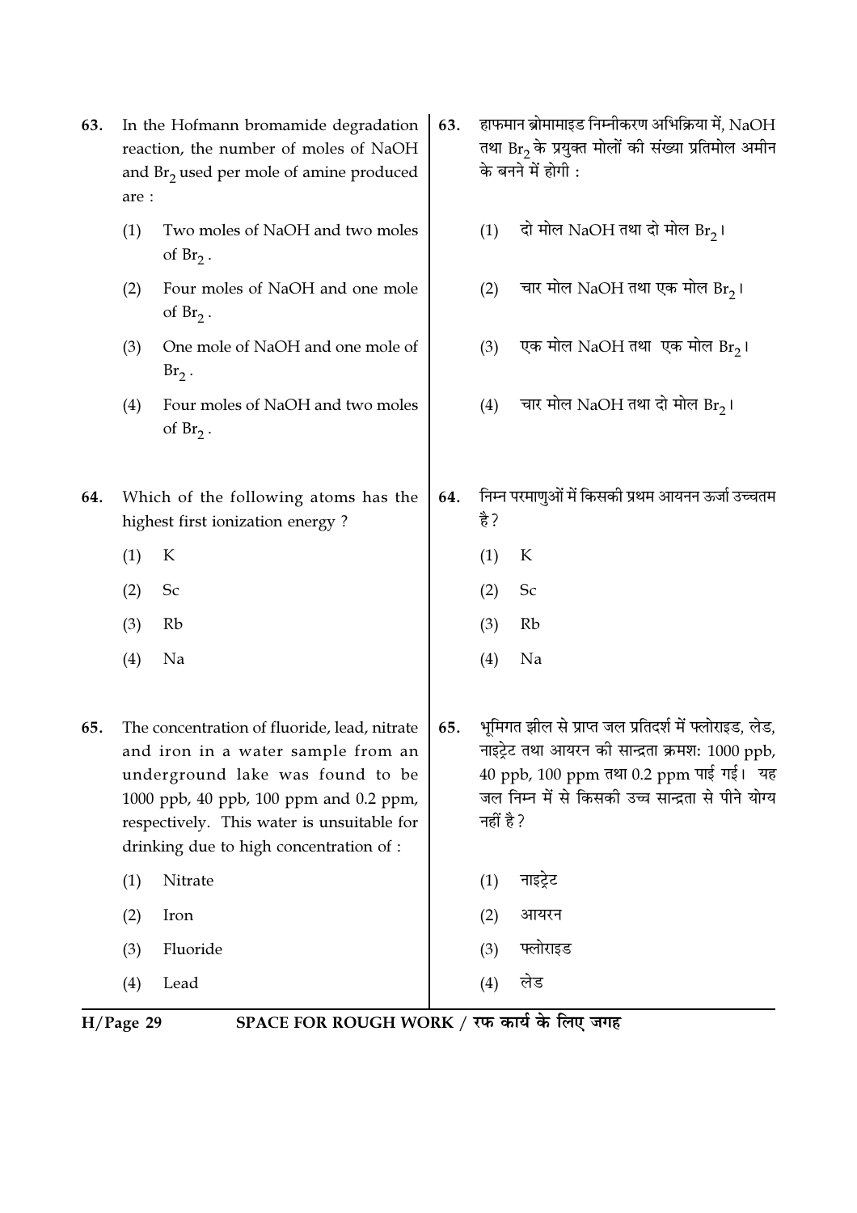63. In the Hofmann bromamide degradation reaction, the number of moles of NaOH and $Br_2$ used per mole of amine produced are :

   (1) Two moles of NaOH and two moles of $Br_2$.

   (2) Four moles of NaOH and one mole of $Br_2$.

   (3) One mole of NaOH and one mole of $Br_2$.

   (4) Four moles of NaOH and two moles of $Br_2$.

63. हाफमान ब्रोमामाइड निम्नीकरण अभिक्रिया में, NaOH तथा $Br_2$ के प्रयुक्त मोलों की संख्या प्रतिमोल अमीन के बनने में होगी :

   (1) दो मोल NaOH तथा दो मोल $Br_2$।

   (2) चार मोल NaOH तथा एक मोल $Br_2$।

   (3) एक मोल NaOH तथा एक मोल $Br_2$।

   (4) चार मोल NaOH तथा दो मोल $Br_2$।

64. Which of the following atoms has the highest first ionization energy ?

   (1) K

   (2) Sc

   (3) Rb

   (4) Na

64. निम्न परमाणुओं में किसकी प्रथम आयनन ऊर्जा उच्चतम है ?

   (1) K

   (2) Sc

   (3) Rb

   (4) Na

65. The concentration of fluoride, lead, nitrate and iron in a water sample from an underground lake was found to be 1000 ppb, 40 ppb, 100 ppm and 0.2 ppm, respectively. This water is unsuitable for drinking due to high concentration of :

   (1) Nitrate

   (2) Iron

   (3) Fluoride

   (4) Lead

65. भूमिगत झील से प्राप्त जल प्रतिदर्श में फ्लोराइड, लेड, नाइट्रेट तथा आयरन की सान्द्रता क्रमश: 1000 ppb, 40 ppb, 100 ppm तथा 0.2 ppm पाई गई। यह जल निम्न में से किसकी उच्च सान्द्रता से पीने योग्य नहीं है ?

   (1) नाइट्रेट

   (2) आयरन

   (3) फ्लोराइड

   (4) लेड

SPACE FOR ROUGH WORK / रफ कार्य के लिए जगह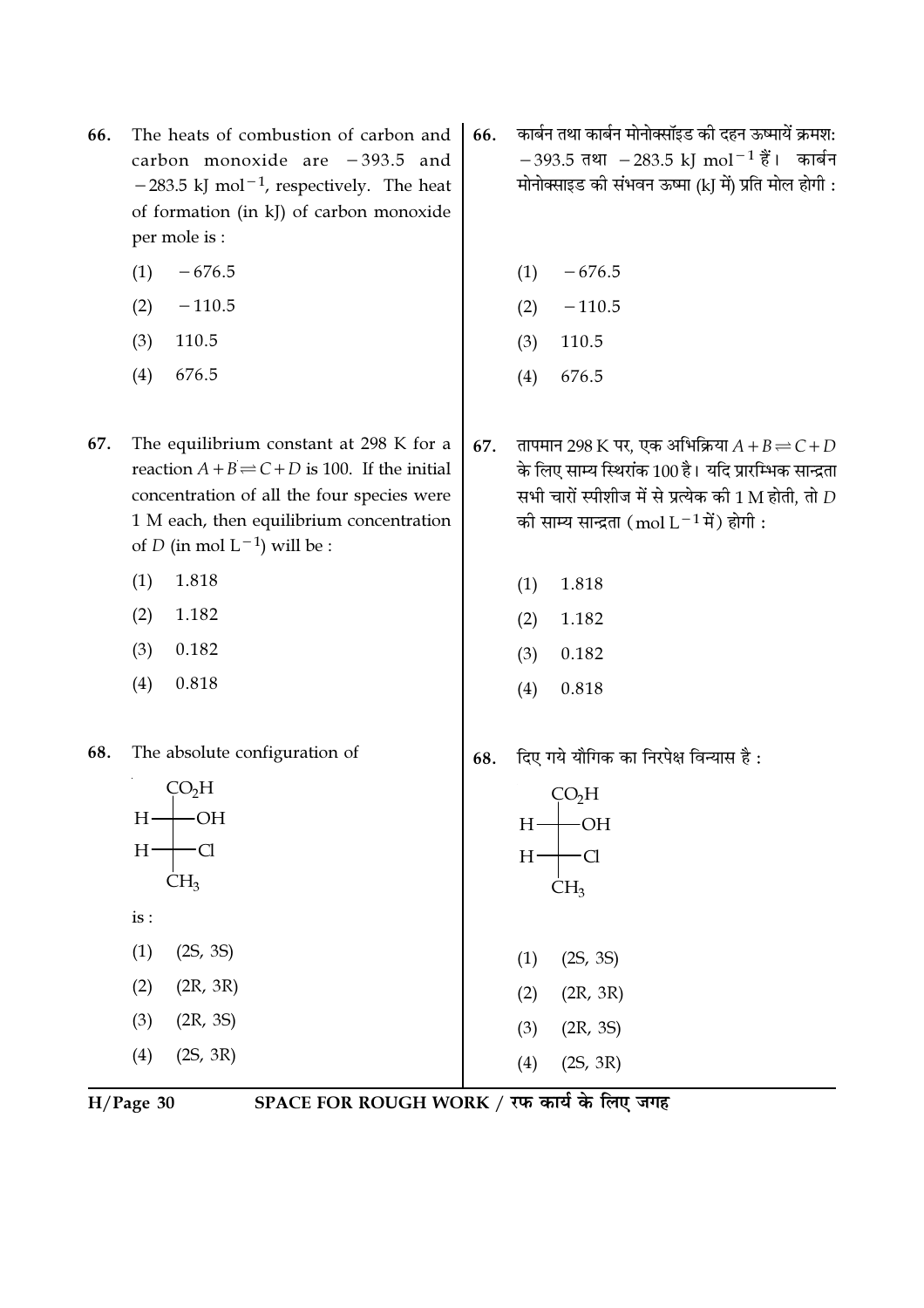66. The heats of combustion of carbon and carbon monoxide are $-393.5$ and $-283.5$ kJ mol$^{-1}$, respectively. The heat of formation (in kJ) of carbon monoxide per mole is :

(1) $-676.5$

(2) $-110.5$

(3) $110.5$

(4) $676.5$

66. कार्बन तथा कार्बन मोनोक्सॉइड की दहन ऊष्मायें क्रमश: $-393.5$ तथा $-283.5$ kJ mol$^{-1}$ हैं। कार्बन मोनोक्साइड की संभवन ऊष्मा (kJ में) प्रति मोल होगी :

(1) $-676.5$

(2) $-110.5$

(3) $110.5$

(4) $676.5$

67. The equilibrium constant at 298 K for a reaction $A+B \rightleftharpoons C+D$ is 100. If the initial concentration of all the four species were 1 M each, then equilibrium concentration of $D$ (in mol L$^{-1}$) will be :

(1) 1.818

(2) 1.182

(3) 0.182

(4) 0.818

67. तापमान 298 K पर, एक अभिक्रिया $A+B \rightleftharpoons C+D$ के लिए साम्य स्थिरांक 100 है। यदि प्रारम्भिक सान्द्रता सभी चारों स्पीशीज में से प्रत्येक की 1 M होती, तो $D$ की साम्य सान्द्रता (mol L$^{-1}$ में) होगी :

(1) 1.818

(2) 1.182

(3) 0.182

(4) 0.818

68. The absolute configuration of

```
      CO2H
  H ───┼─── OH
  H ───┼─── Cl
      CH3
```

is :

(1) (2S, 3S)

(2) (2R, 3R)

(3) (2R, 3S)

(4) (2S, 3R)

68. दिए गये यौगिक का निरपेक्ष विन्यास है :

```
      CO2H
  H ───┼─── OH
  H ───┼─── Cl
      CH3
```

(1) (2S, 3S)

(2) (2R, 3R)

(3) (2R, 3S)

(4) (2S, 3R)

SPACE FOR ROUGH WORK / रफ कार्य के लिए जगह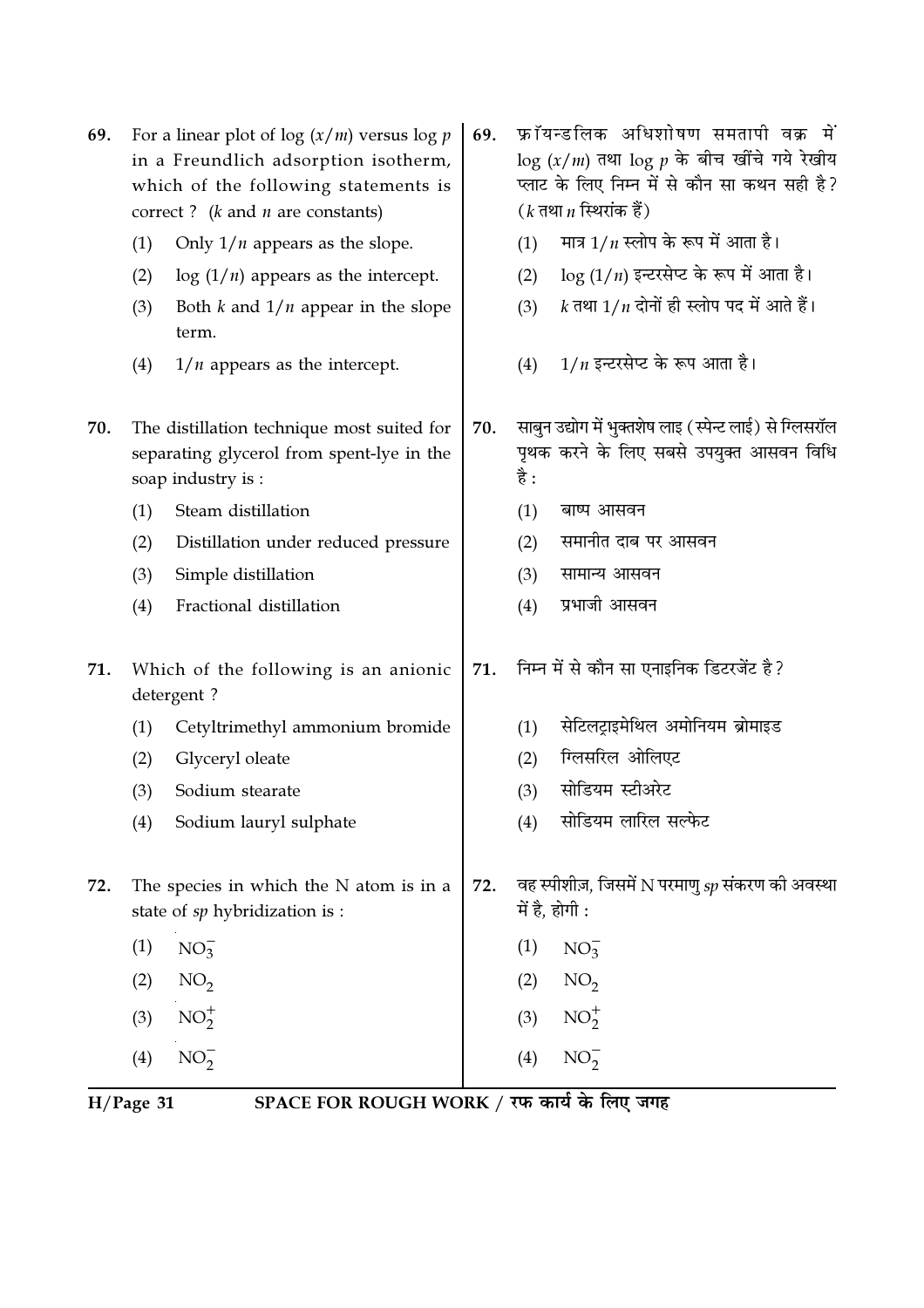69. For a linear plot of log $(x/m)$ versus log $p$ in a Freundlich adsorption isotherm, which of the following statements is correct ? ($k$ and $n$ are constants)

   (1) Only $1/n$ appears as the slope.

   (2) log $(1/n)$ appears as the intercept.

   (3) Both $k$ and $1/n$ appear in the slope term.

   (4) $1/n$ appears as the intercept.

69. फ्रॉयन्डलिक अधिशोषण समतापी वक्र में log $(x/m)$ तथा log $p$ के बीच खींचे गये रेखीय प्लाट के लिए निम्न में से कौन सा कथन सही है? ($k$ तथा $n$ स्थिरांक हैं)

   (1) मात्र $1/n$ स्लोप के रूप में आता है।

   (2) log $(1/n)$ इन्टरसेप्ट के रूप में आता है।

   (3) $k$ तथा $1/n$ दोनों ही स्लोप पद में आते हैं।

   (4) $1/n$ इन्टरसेप्ट के रूप आता है।

70. The distillation technique most suited for separating glycerol from spent-lye in the soap industry is :

   (1) Steam distillation

   (2) Distillation under reduced pressure

   (3) Simple distillation

   (4) Fractional distillation

70. साबुन उद्योग में भुक्तशेष लाइ (स्पेन्ट लाई) से ग्लिसरॉल पृथक करने के लिए सबसे उपयुक्त आसवन विधि है :

   (1) बाष्प आसवन

   (2) समानीत दाब पर आसवन

   (3) सामान्य आसवन

   (4) प्रभाजी आसवन

71. Which of the following is an anionic detergent ?

   (1) Cetyltrimethyl ammonium bromide

   (2) Glyceryl oleate

   (3) Sodium stearate

   (4) Sodium lauryl sulphate

71. निम्न में से कौन सा एनाइनिक डिटरजेंट है?

   (1) सेटिलट्राइमेथिल अमोनियम ब्रोमाइड

   (2) ग्लिसरिल ओलिएट

   (3) सोडियम स्टीअरेट

   (4) सोडियम लारिल सल्फेट

72. The species in which the N atom is in a state of $sp$ hybridization is :

   (1) $NO_3^-$

   (2) $NO_2$

   (3) $NO_2^+$

   (4) $NO_2^-$

72. वह स्पीशीज़, जिसमें N परमाणु $sp$ संकरण की अवस्था में है, होगी :

   (1) $NO_3^-$

   (2) $NO_2$

   (3) $NO_2^+$

   (4) $NO_2^-$

SPACE FOR ROUGH WORK / रफ कार्य के लिए जगह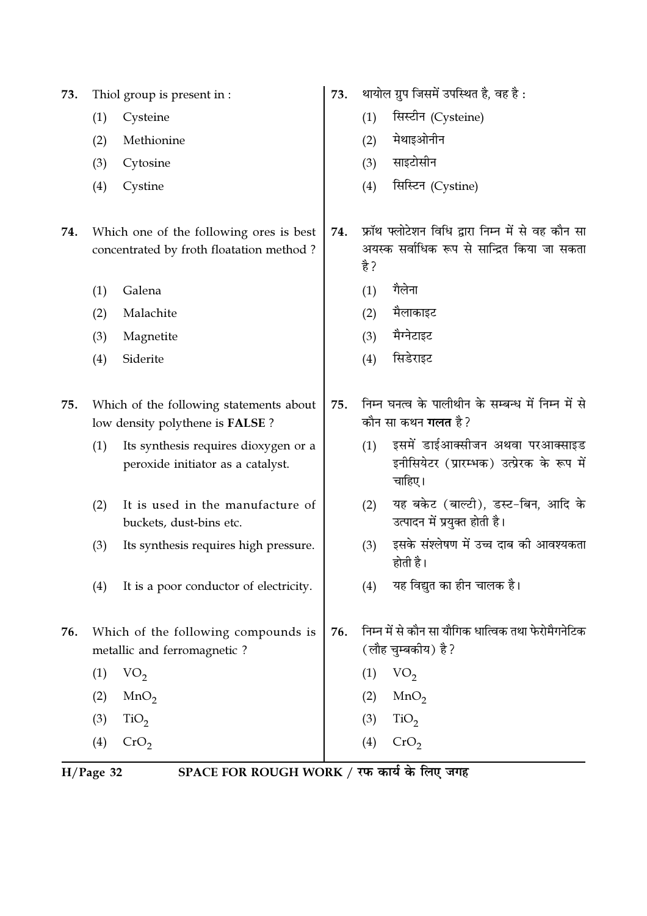73. Thiol group is present in :

(1) Cysteine

(2) Methionine

(3) Cytosine

(4) Cystine

73. थायोल ग्रुप जिसमें उपस्थित है, वह है :

(1) सिस्टीन (Cysteine)

(2) मेथाइओनीन

(3) साइटोसीन

(4) सिस्टिन (Cystine)

74. Which one of the following ores is best concentrated by froth floatation method ?

(1) Galena

(2) Malachite

(3) Magnetite

(4) Siderite

74. फ्रॉथ फ्लोटेशन विधि द्वारा निम्न में से वह कौन सा अयस्क सर्वाधिक रूप से सान्द्रित किया जा सकता है ?

(1) गैलेना

(2) मैलाकाइट

(3) मैग्नेटाइट

(4) सिडेराइट

75. Which of the following statements about low density polythene is **FALSE** ?

(1) Its synthesis requires dioxygen or a peroxide initiator as a catalyst.

(2) It is used in the manufacture of buckets, dust-bins etc.

(3) Its synthesis requires high pressure.

(4) It is a poor conductor of electricity.

75. निम्न घनत्व के पालीथीन के सम्बन्ध में निम्न में से कौन सा कथन **गलत** है ?

(1) इसमें डाईआक्सीजन अथवा परआक्साइड इनीसियेटर (प्रारम्भक) उत्प्रेरक के रूप में चाहिए।

(2) यह बकेट (बाल्टी), डस्ट-बिन, आदि के उत्पादन में प्रयुक्त होती है।

(3) इसके संश्लेषण में उच्च दाब की आवश्यकता होती है।

(4) यह विद्युत का हीन चालक है।

76. Which of the following compounds is metallic and ferromagnetic ?

(1) $VO_2$

(2) $MnO_2$

(3) $TiO_2$

(4) $CrO_2$

76. निम्न में से कौन सा यौगिक धात्विक तथा फेरोमैगनेटिक (लौह चुम्बकीय) है ?

(1) $VO_2$

(2) $MnO_2$

(3) $TiO_2$

(4) $CrO_2$

SPACE FOR ROUGH WORK / रफ कार्य के लिए जगह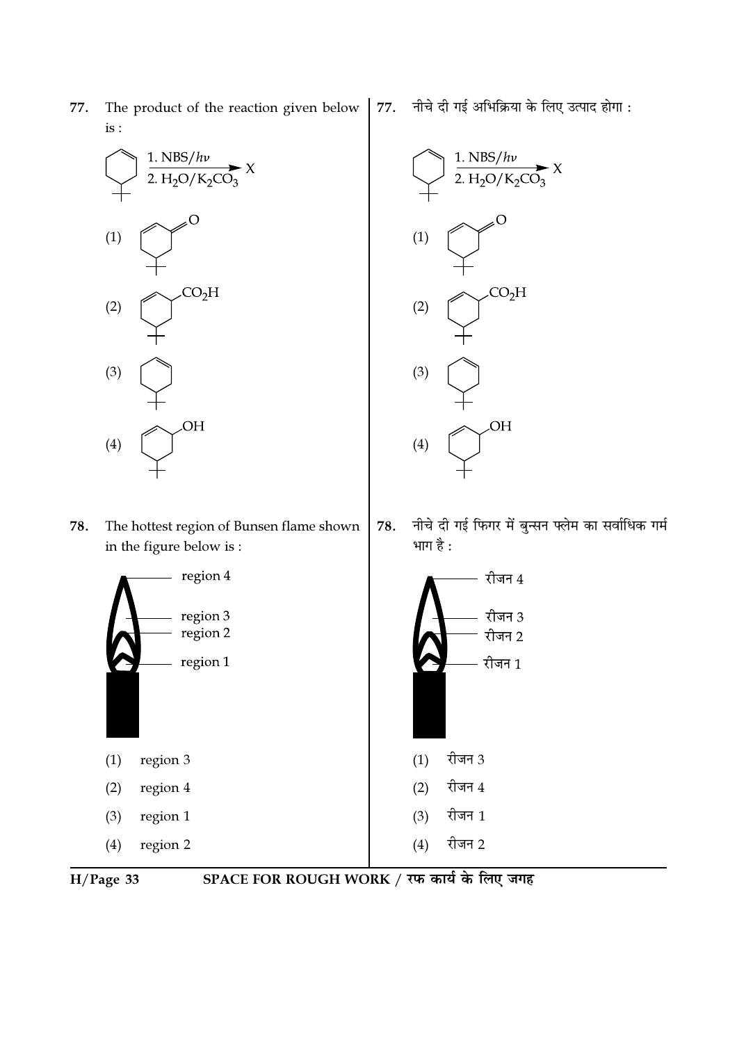77. The product of the reaction given below is :

$$\xrightarrow[\text{2. } H_2O/K_2CO_3]{\text{1. NBS}/h\nu} X$$

(1)

(2) $CO_2H$

(3)

(4) OH

77. नीचे दी गई अभिक्रिया के लिए उत्पाद होगा :

$$\xrightarrow[\text{2. } H_2O/K_2CO_3]{\text{1. NBS}/h\nu} X$$

(1)

(2) $CO_2H$

(3)

(4) OH

78. The hottest region of Bunsen flame shown in the figure below is :

region 4

region 3

region 2

region 1

(1) region 3

(2) region 4

(3) region 1

(4) region 2

78. नीचे दी गई फिगर में बुन्सन फ्लेम का सर्वाधिक गर्म भाग है :

रीजन 4

रीजन 3

रीजन 2

रीजन 1

(1) रीजन 3

(2) रीजन 4

(3) रीजन 1

(4) रीजन 2

SPACE FOR ROUGH WORK / रफ कार्य के लिए जगह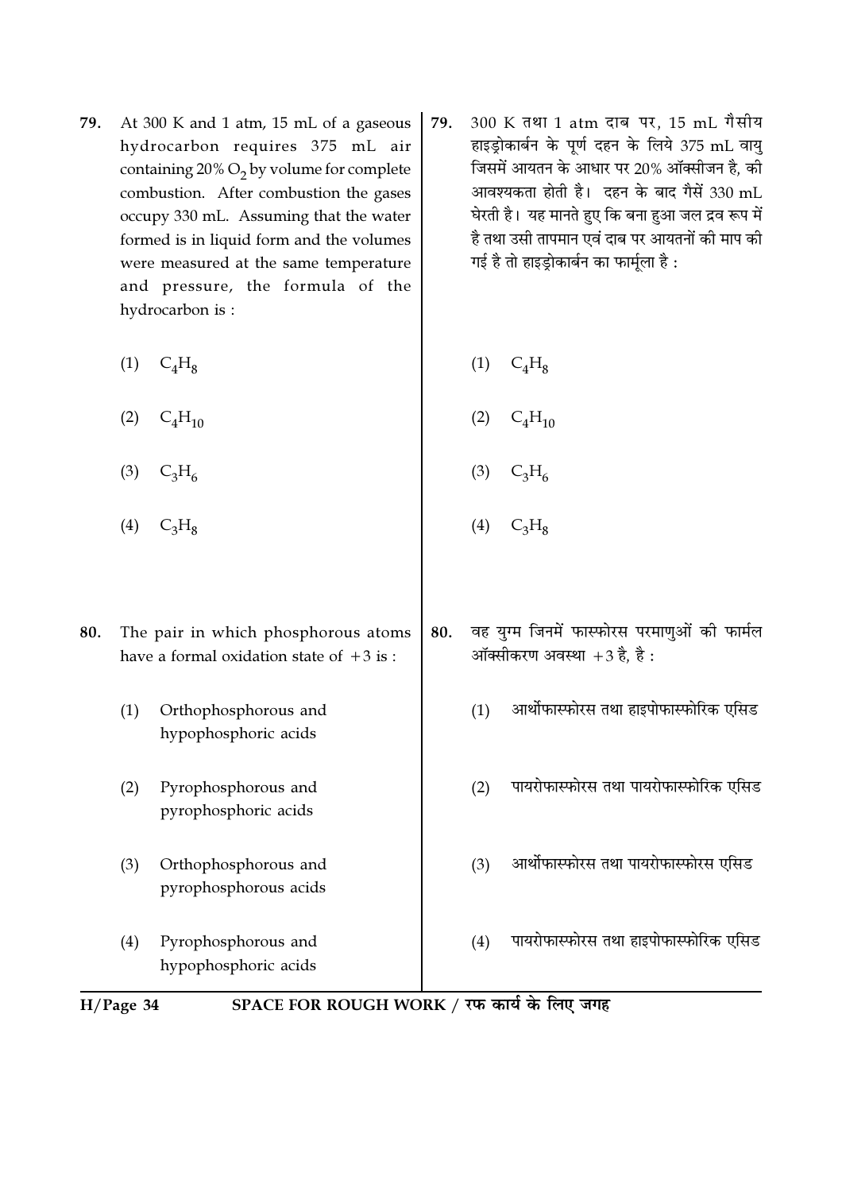79. At 300 K and 1 atm, 15 mL of a gaseous hydrocarbon requires 375 mL air containing 20% $O_2$ by volume for complete combustion. After combustion the gases occupy 330 mL. Assuming that the water formed is in liquid form and the volumes were measured at the same temperature and pressure, the formula of the hydrocarbon is :

(1) $C_4H_8$

(2) $C_4H_{10}$

(3) $C_3H_6$

(4) $C_3H_8$

79. 300 K तथा 1 atm दाब पर, 15 mL गैसीय हाइड्रोकार्बन के पूर्ण दहन के लिये 375 mL वायु जिसमें आयतन के आधार पर 20% ऑक्सीजन है, की आवश्यकता होती है। दहन के बाद गैसें 330 mL घेरती है। यह मानते हुए कि बना हुआ जल द्रव रूप में है तथा उसी तापमान एवं दाब पर आयतनों की माप की गई है तो हाइड्रोकार्बन का फार्मूला है :

(1) $C_4H_8$

(2) $C_4H_{10}$

(3) $C_3H_6$

(4) $C_3H_8$

80. The pair in which phosphorous atoms have a formal oxidation state of +3 is :

(1) Orthophosphorous and hypophosphoric acids

(2) Pyrophosphorous and pyrophosphoric acids

(3) Orthophosphorous and pyrophosphorous acids

(4) Pyrophosphorous and hypophosphoric acids

80. वह युग्म जिनमें फास्फोरस परमाणुओं की फार्मल ऑक्सीकरण अवस्था +3 है, है :

(1) आर्थोफास्फोरस तथा हाइपोफास्फोरिक एसिड

(2) पायरोफास्फोरस तथा पायरोफास्फोरिक एसिड

(3) आर्थोफास्फोरस तथा पायरोफास्फोरस एसिड

(4) पायरोफास्फोरस तथा हाइपोफास्फोरिक एसिड

SPACE FOR ROUGH WORK / रफ कार्य के लिए जगह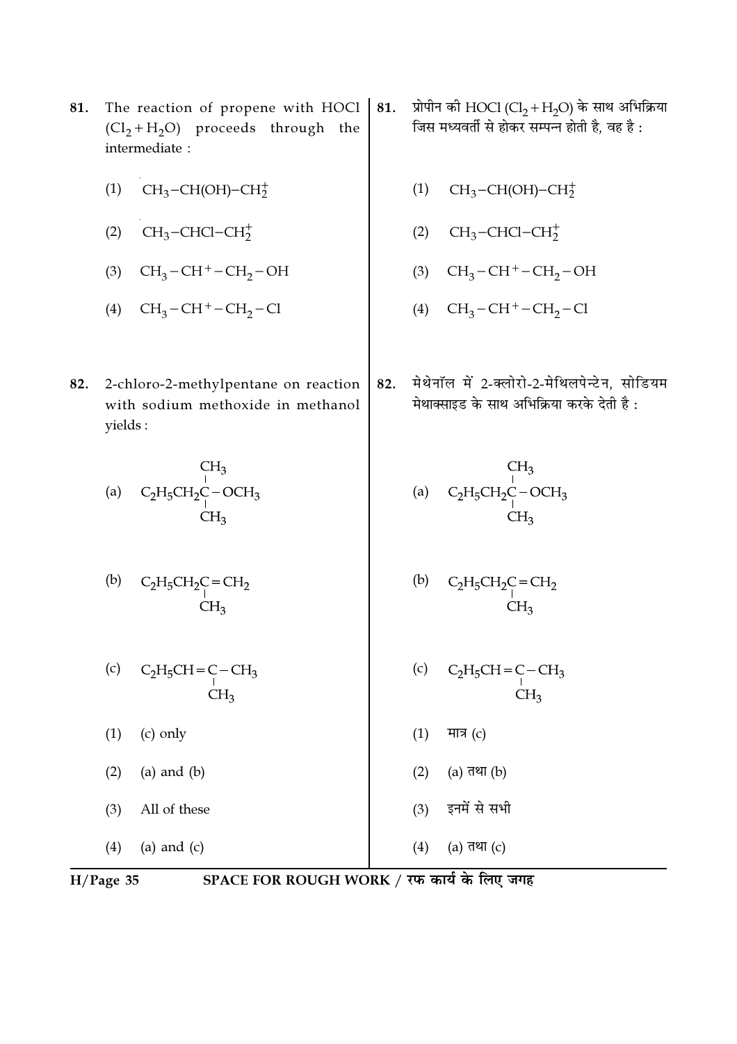81. The reaction of propene with HOCl $(Cl_2 + H_2O)$ proceeds through the intermediate :

(1) $CH_3-CH(OH)-CH_2^+$

(2) $CH_3-CHCl-CH_2^+$

(3) $CH_3-CH^+-CH_2-OH$

(4) $CH_3-CH^+-CH_2-Cl$

81. प्रोपीन की HOCl $(Cl_2 + H_2O)$ के साथ अभिक्रिया जिस मध्यवर्ती से होकर सम्पन्न होती है, वह है :

(1) $CH_3-CH(OH)-CH_2^+$

(2) $CH_3-CHCl-CH_2^+$

(3) $CH_3-CH^+-CH_2-OH$

(4) $CH_3-CH^+-CH_2-Cl$

82. 2-chloro-2-methylpentane on reaction with sodium methoxide in methanol yields :

(a) $C_2H_5CH_2C(CH_3)_2-OCH_3$

(b) $C_2H_5CH_2C(CH_3)=CH_2$

(c) $C_2H_5CH=C(CH_3)-CH_3$

(1) (c) only

(2) (a) and (b)

(3) All of these

(4) (a) and (c)

82. मेथेनॉल में 2-क्लोरो-2-मेथिलपेन्टेन, सोडियम मेथाक्साइड के साथ अभिक्रिया करके देती है :

(a) $C_2H_5CH_2C(CH_3)_2-OCH_3$

(b) $C_2H_5CH_2C(CH_3)=CH_2$

(c) $C_2H_5CH=C(CH_3)-CH_3$

(1) मात्र (c)

(2) (a) तथा (b)

(3) इनमें से सभी

(4) (a) तथा (c)

SPACE FOR ROUGH WORK / रफ कार्य के लिए जगह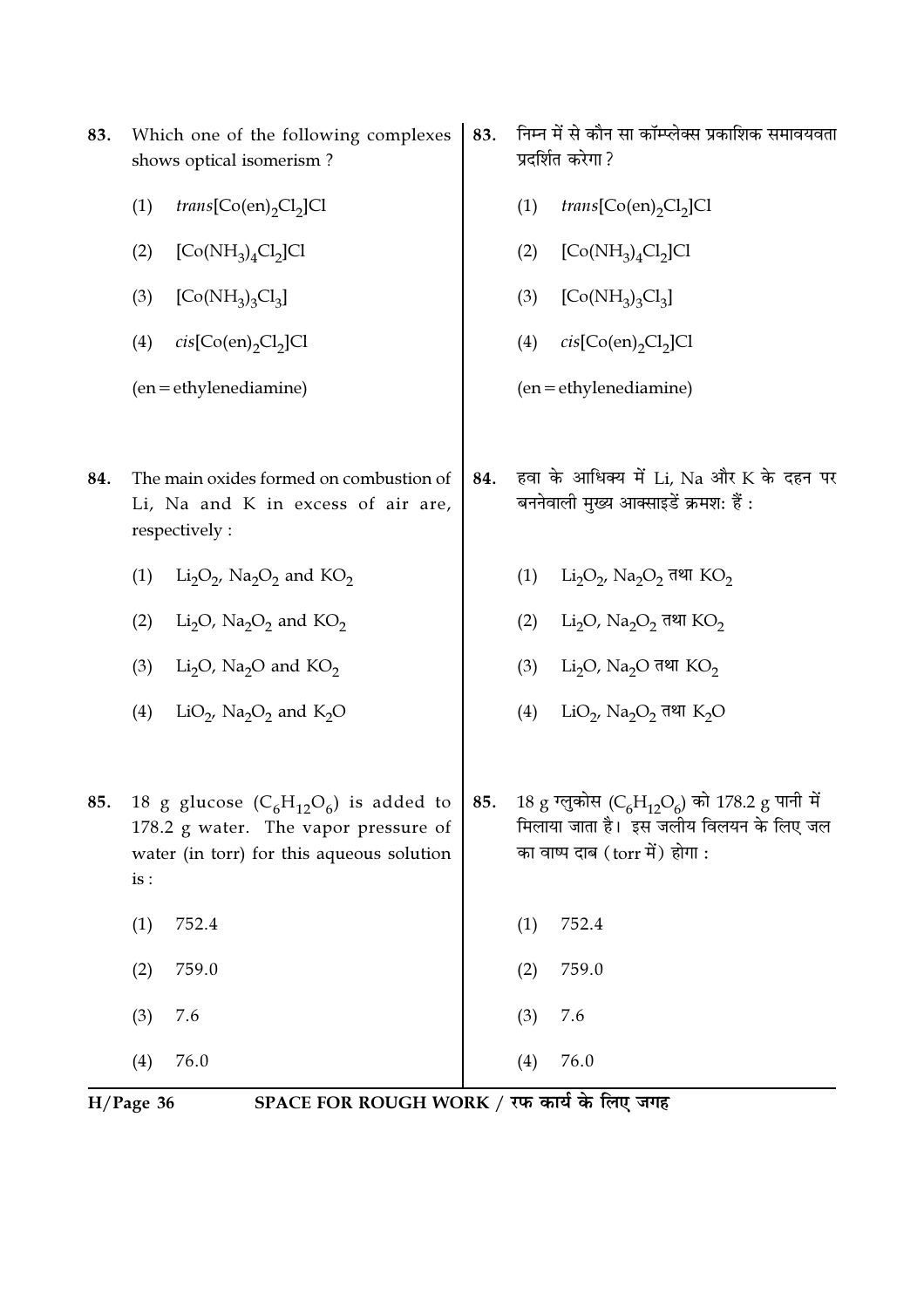83. Which one of the following complexes shows optical isomerism ?

(1) *trans*$[Co(en)_2Cl_2]Cl$

(2) $[Co(NH_3)_4Cl_2]Cl$

(3) $[Co(NH_3)_3Cl_3]$

(4) *cis*$[Co(en)_2Cl_2]Cl$

(en = ethylenediamine)

83. निम्न में से कौन सा कॉम्प्लेक्स प्रकाशिक समावयवता प्रदर्शित करेगा ?

(1) *trans*$[Co(en)_2Cl_2]Cl$

(2) $[Co(NH_3)_4Cl_2]Cl$

(3) $[Co(NH_3)_3Cl_3]$

(4) *cis*$[Co(en)_2Cl_2]Cl$

(en = ethylenediamine)

84. The main oxides formed on combustion of Li, Na and K in excess of air are, respectively :

(1) $Li_2O_2$, $Na_2O_2$ and $KO_2$

(2) $Li_2O$, $Na_2O_2$ and $KO_2$

(3) $Li_2O$, $Na_2O$ and $KO_2$

(4) $LiO_2$, $Na_2O_2$ and $K_2O$

84. हवा के आधिक्य में Li, Na और K के दहन पर बननेवाली मुख्य आक्साइडें क्रमश: हैं :

(1) $Li_2O_2$, $Na_2O_2$ तथा $KO_2$

(2) $Li_2O$, $Na_2O_2$ तथा $KO_2$

(3) $Li_2O$, $Na_2O$ तथा $KO_2$

(4) $LiO_2$, $Na_2O_2$ तथा $K_2O$

85. 18 g glucose ($C_6H_{12}O_6$) is added to 178.2 g water. The vapor pressure of water (in torr) for this aqueous solution is :

(1) 752.4

(2) 759.0

(3) 7.6

(4) 76.0

85. 18 g ग्लुकोस ($C_6H_{12}O_6$) को 178.2 g पानी में मिलाया जाता है। इस जलीय विलयन के लिए जल का वाष्प दाब (torr में) होगा :

(1) 752.4

(2) 759.0

(3) 7.6

(4) 76.0

SPACE FOR ROUGH WORK / रफ कार्य के लिए जगह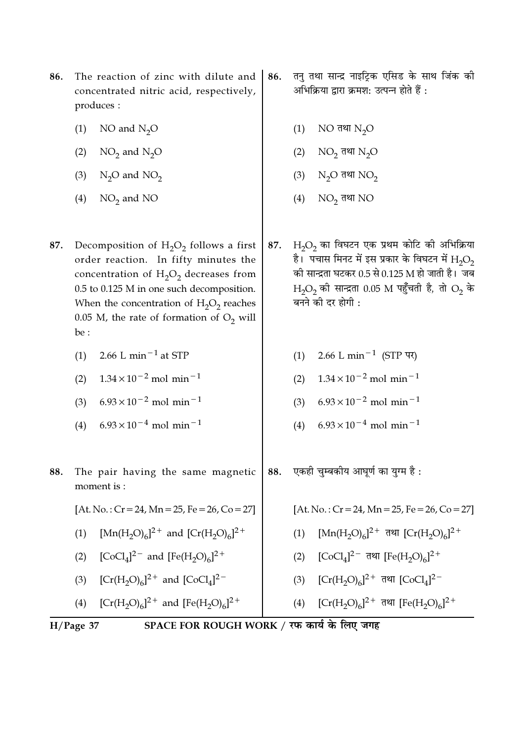86. The reaction of zinc with dilute and concentrated nitric acid, respectively, produces :

(1) NO and $N_2O$

(2) $NO_2$ and $N_2O$

(3) $N_2O$ and $NO_2$

(4) $NO_2$ and NO

86. तनु तथा सान्द्र नाइट्रिक एसिड के साथ जिंक की अभिक्रिया द्वारा क्रमशः उत्पन्न होते हैं :

(1) NO तथा $N_2O$

(2) $NO_2$ तथा $N_2O$

(3) $N_2O$ तथा $NO_2$

(4) $NO_2$ तथा NO

87. Decomposition of $H_2O_2$ follows a first order reaction. In fifty minutes the concentration of $H_2O_2$ decreases from 0.5 to 0.125 M in one such decomposition. When the concentration of $H_2O_2$ reaches 0.05 M, the rate of formation of $O_2$ will be :

(1) $2.66 \text{ L min}^{-1}$ at STP

(2) $1.34 \times 10^{-2} \text{ mol min}^{-1}$

(3) $6.93 \times 10^{-2} \text{ mol min}^{-1}$

(4) $6.93 \times 10^{-4} \text{ mol min}^{-1}$

87. $H_2O_2$ का विघटन एक प्रथम कोटि की अभिक्रिया है। पचास मिनट में इस प्रकार के विघटन में $H_2O_2$ की सान्द्रता घटकर 0.5 से 0.125 M हो जाती है। जब $H_2O_2$ की सान्द्रता 0.05 M पहुँचती है, तो $O_2$ के बनने की दर होगी :

(1) $2.66 \text{ L min}^{-1}$ (STP पर)

(2) $1.34 \times 10^{-2} \text{ mol min}^{-1}$

(3) $6.93 \times 10^{-2} \text{ mol min}^{-1}$

(4) $6.93 \times 10^{-4} \text{ mol min}^{-1}$

88. The pair having the same magnetic moment is :

[At. No. : Cr = 24, Mn = 25, Fe = 26, Co = 27]

(1) $[Mn(H_2O)_6]^{2+}$ and $[Cr(H_2O)_6]^{2+}$

(2) $[CoCl_4]^{2-}$ and $[Fe(H_2O)_6]^{2+}$

(3) $[Cr(H_2O)_6]^{2+}$ and $[CoCl_4]^{2-}$

(4) $[Cr(H_2O)_6]^{2+}$ and $[Fe(H_2O)_6]^{2+}$

88. एकही चुम्बकीय आघूर्ण का युग्म है :

[At. No. : Cr = 24, Mn = 25, Fe = 26, Co = 27]

(1) $[Mn(H_2O)_6]^{2+}$ तथा $[Cr(H_2O)_6]^{2+}$

(2) $[CoCl_4]^{2-}$ तथा $[Fe(H_2O)_6]^{2+}$

(3) $[Cr(H_2O)_6]^{2+}$ तथा $[CoCl_4]^{2-}$

(4) $[Cr(H_2O)_6]^{2+}$ तथा $[Fe(H_2O)_6]^{2+}$

SPACE FOR ROUGH WORK / रफ कार्य के लिए जगह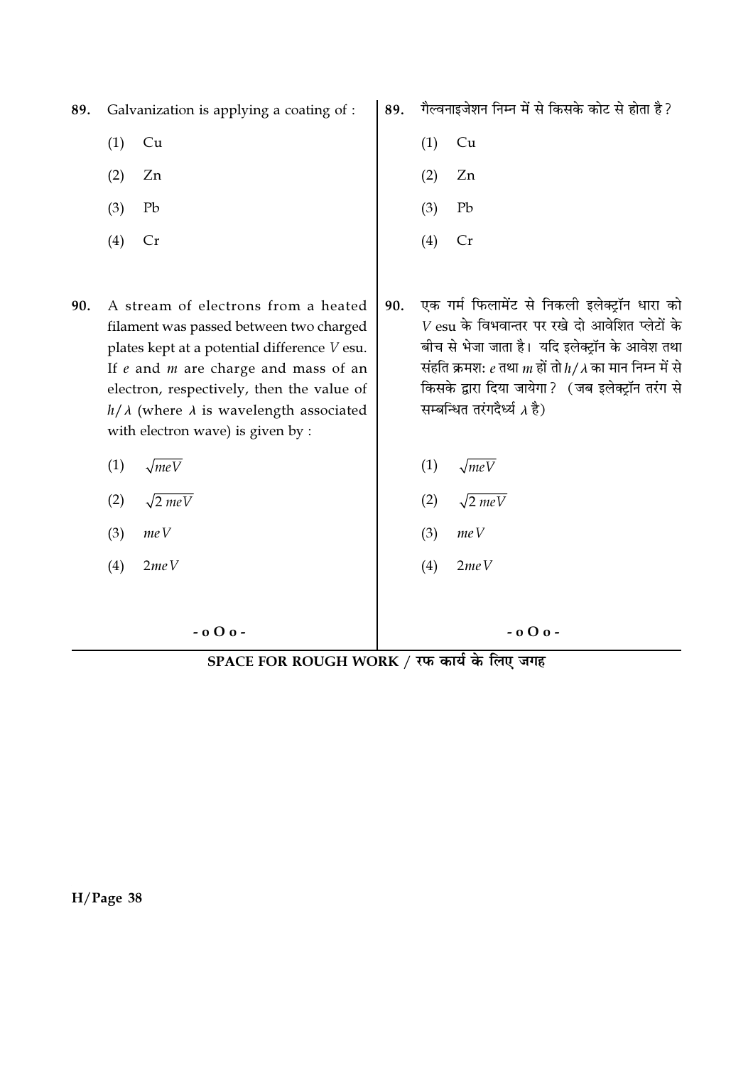89. Galvanization is applying a coating of :

(1) Cu

(2) Zn

(3) Pb

(4) Cr

89. गैल्वनाइजेशन निम्न में से किसके कोट से होता है?

(1) Cu

(2) Zn

(3) Pb

(4) Cr

90. A stream of electrons from a heated filament was passed between two charged plates kept at a potential difference $V$ esu. If $e$ and $m$ are charge and mass of an electron, respectively, then the value of $h/\lambda$ (where $\lambda$ is wavelength associated with electron wave) is given by :

(1) $\sqrt{meV}$

(2) $\sqrt{2\,meV}$

(3) $meV$

(4) $2meV$

90. एक गर्म फिलामेंट से निकली इलेक्ट्रॉन धारा को $V$ esu के विभवान्तर पर रखे दो आवेशित प्लेटों के बीच से भेजा जाता है। यदि इलेक्ट्रॉन के आवेश तथा संहति क्रमश: $e$ तथा $m$ हों तो $h/\lambda$ का मान निम्न में से किसके द्वारा दिया जायेगा? (जब इलेक्ट्रॉन तरंग से सम्बन्धित तरंगदैर्ध्य $\lambda$ है)

(1) $\sqrt{meV}$

(2) $\sqrt{2\,meV}$

(3) $meV$

(4) $2meV$

- o O o -

SPACE FOR ROUGH WORK / रफ कार्य के लिए जगह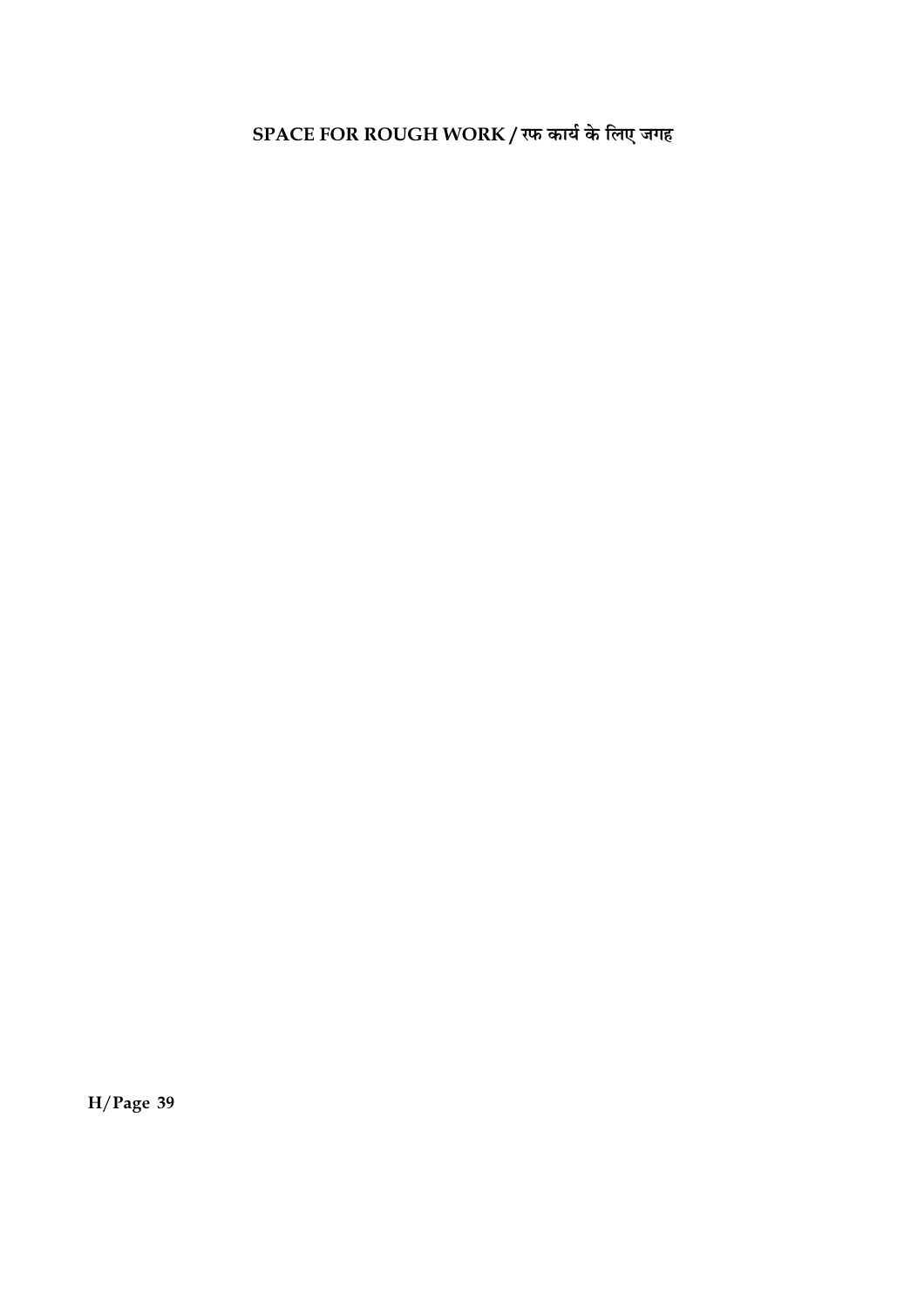**SPACE FOR ROUGH WORK / रफ कार्य के लिए जगह**